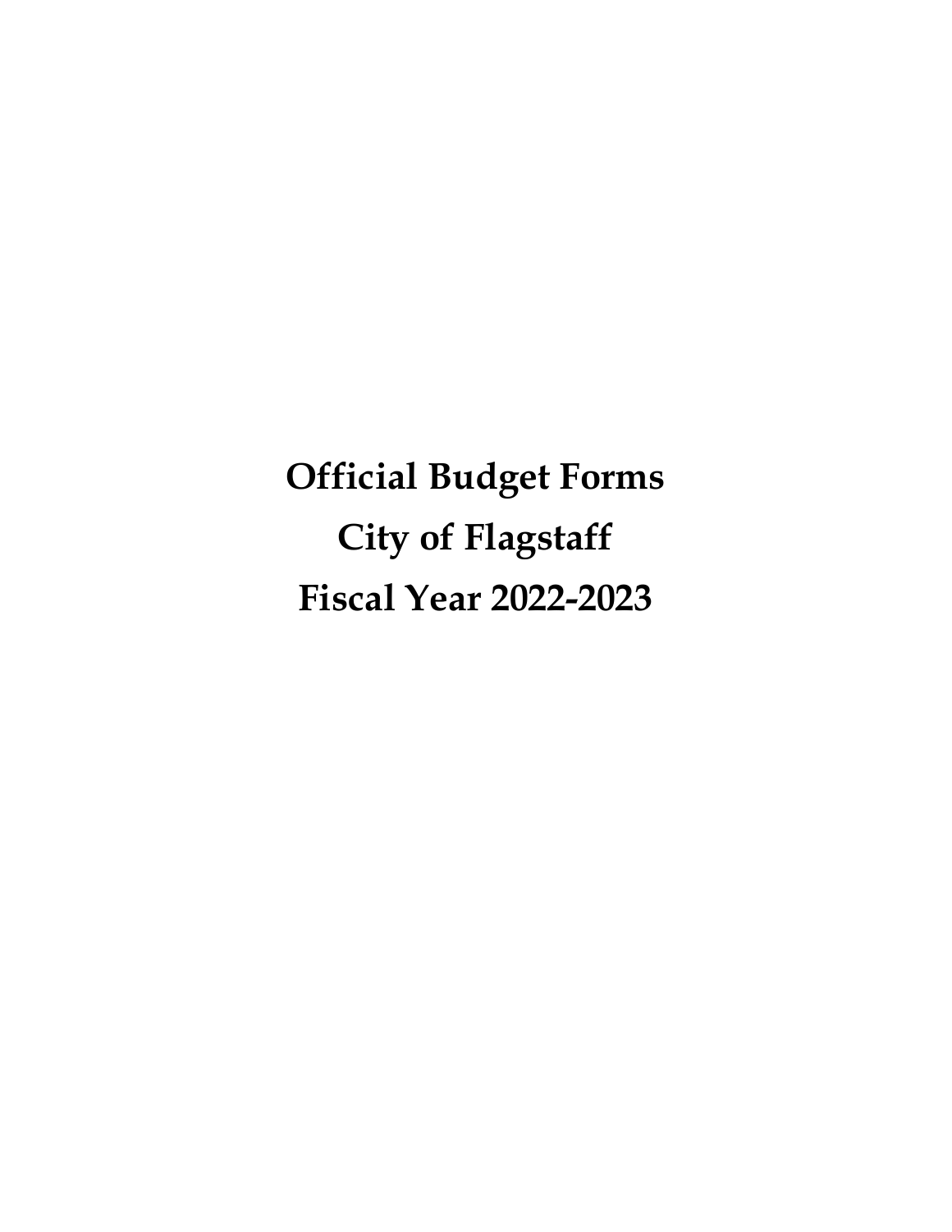# Official Budget Forms

# City of Flagstaff

# Fiscal Year 2022-2023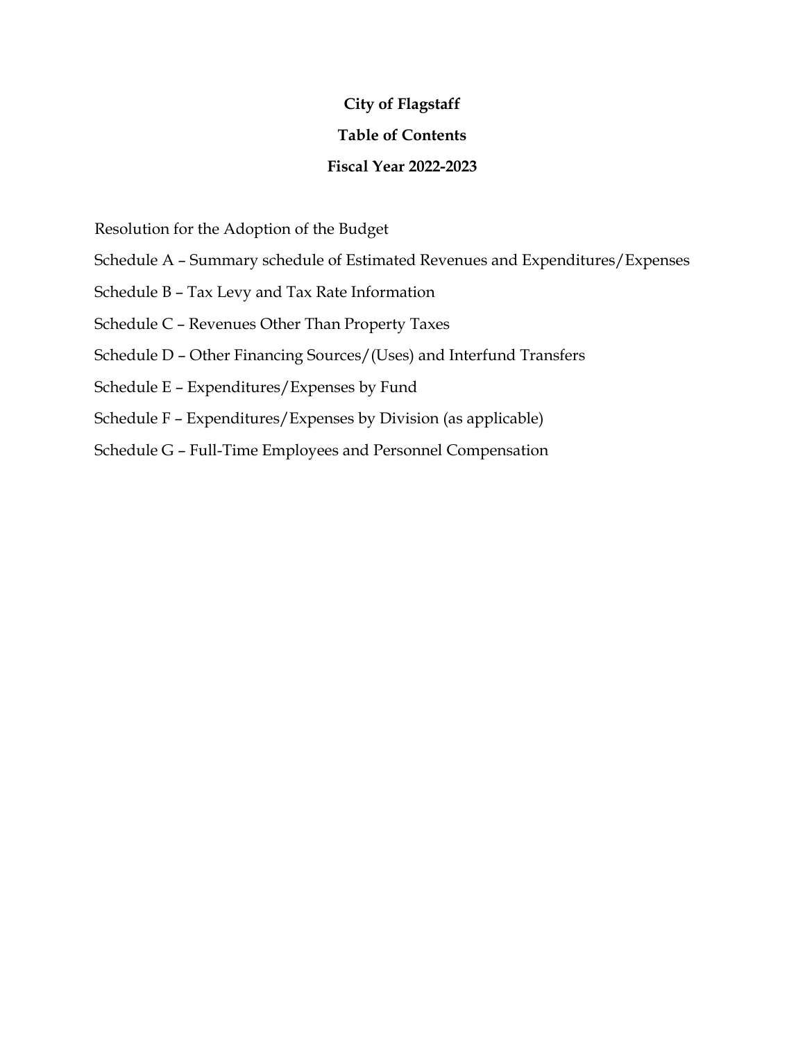**City of Flagstaff**

**Table of Contents**

**Fiscal Year 2022-2023**

Resolution for the Adoption of the Budget

Schedule A – Summary schedule of Estimated Revenues and Expenditures/Expenses

Schedule B – Tax Levy and Tax Rate Information

Schedule C – Revenues Other Than Property Taxes

Schedule D – Other Financing Sources/(Uses) and Interfund Transfers

Schedule E – Expenditures/Expenses by Fund

Schedule F – Expenditures/Expenses by Division (as applicable)

Schedule G – Full-Time Employees and Personnel Compensation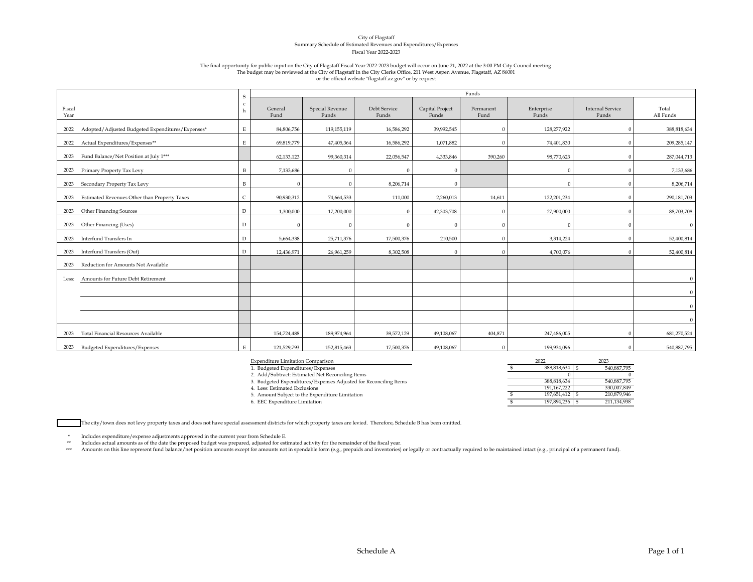City of Flagstaff
Summary Schedule of Estimated Revenues and Expenditures/Expenses
Fiscal Year 2022-2023

The final opportunity for public input on the City of Flagstaff Fiscal Year 2022-2023 budget will occur on June 21, 2022 at the 3:00 PM City Council meeting
The budget may be reviewed at the City of Flagstaff in the City Clerks Office, 211 West Aspen Avenue, Flagstaff, AZ 86001
or the official website "flagstaff.az.gov" or by request

| Fiscal Year | | Sch | Funds | | | | | | | |
|---|---|---|---|---|---|---|---|---|---|---|
| | | | General Fund | Special Revenue Funds | Debt Service Funds | Capital Project Funds | Permanent Fund | Enterprise Funds | Internal Service Funds | Total All Funds |
| 2022 | Adopted/Adjusted Budgeted Expenditures/Expenses* | E | 84,806,756 | 119,155,119 | 16,586,292 | 39,992,545 | 0 | 128,277,922 | 0 | 388,818,634 |
| 2022 | Actual Expenditures/Expenses** | E | 69,819,779 | 47,405,364 | 16,586,292 | 1,071,882 | 0 | 74,401,830 | 0 | 209,285,147 |
| 2023 | Fund Balance/Net Position at July 1*** | | 62,133,123 | 99,360,314 | 22,056,547 | 4,333,846 | 390,260 | 98,770,623 | 0 | 287,044,713 |
| 2023 | Primary Property Tax Levy | B | 7,133,686 | 0 | 0 | 0 | | 0 | 0 | 7,133,686 |
| 2023 | Secondary Property Tax Levy | B | 0 | 0 | 8,206,714 | 0 | | 0 | 0 | 8,206,714 |
| 2023 | Estimated Revenues Other than Property Taxes | C | 90,930,312 | 74,664,533 | 111,000 | 2,260,013 | 14,611 | 122,201,234 | 0 | 290,181,703 |
| 2023 | Other Financing Sources | D | 1,300,000 | 17,200,000 | 0 | 42,303,708 | 0 | 27,900,000 | 0 | 88,703,708 |
| 2023 | Other Financing (Uses) | D | 0 | 0 | 0 | 0 | 0 | 0 | 0 | 0 |
| 2023 | Interfund Transfers In | D | 5,664,338 | 25,711,376 | 17,500,376 | 210,500 | 0 | 3,314,224 | 0 | 52,400,814 |
| 2023 | Interfund Transfers (Out) | D | 12,436,971 | 26,961,259 | 8,302,508 | 0 | 0 | 4,700,076 | 0 | 52,400,814 |
| 2023 | Reduction for Amounts Not Available | | | | | | | | | |
| Less: | Amounts for Future Debt Retirement | | | | | | | | | 0 |
| | | | | | | | | | | 0 |
| | | | | | | | | | | 0 |
| | | | | | | | | | | 0 |
| 2023 | Total Financial Resources Available | | 154,724,488 | 189,974,964 | 39,572,129 | 49,108,067 | 404,871 | 247,486,005 | 0 | 681,270,524 |
| 2023 | Budgeted Expenditures/Expenses | E | 121,529,793 | 152,815,463 | 17,500,376 | 49,108,067 | 0 | 199,934,096 | 0 | 540,887,795 |

| Expenditure Limitation Comparison | 2022 | 2023 |
|---|---|---|
| 1. Budgeted Expenditures/Expenses | $ 388,818,634 | $ 540,887,795 |
| 2. Add/Subtract: Estimated Net Reconciling Items | 0 | 0 |
| 3. Budgeted Expenditures/Expenses Adjusted for Reconciling Items | 388,818,634 | 540,887,795 |
| 4. Less: Estimated Exclusions | 191,167,222 | 330,007,849 |
| 5. Amount Subject to the Expenditure Limitation | $ 197,651,412 | $ 210,879,946 |
| 6. EEC Expenditure Limitation | $ 197,894,236 | $ 211,134,938 |

☐ The city/town does not levy property taxes and does not have special assessment districts for which property taxes are levied. Therefore, Schedule B has been omitted.

\* Includes expenditure/expense adjustments approved in the current year from Schedule E.

\*\* Includes actual amounts as of the date the proposed budget was prepared, adjusted for estimated activity for the remainder of the fiscal year.

\*\*\* Amounts on this line represent fund balance/net position amounts except for amounts not in spendable form (e.g., prepaids and inventories) or legally or contractually required to be maintained intact (e.g., principal of a permanent fund).

Schedule A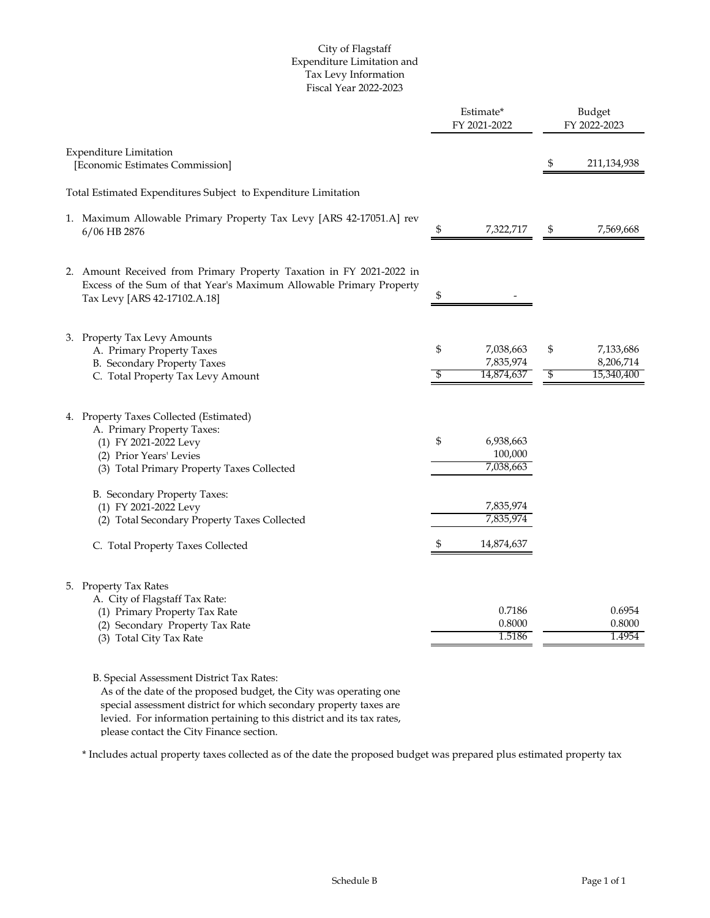City of Flagstaff
Expenditure Limitation and
Tax Levy Information
Fiscal Year 2022-2023

| | Estimate* FY 2021-2022 | Budget FY 2022-2023 |
|---|---|---|
| Expenditure Limitation [Economic Estimates Commission] | | $ 211,134,938 |
| Total Estimated Expenditures Subject to Expenditure Limitation | | |
| 1. Maximum Allowable Primary Property Tax Levy [ARS 42-17051.A] rev 6/06 HB 2876 | $ 7,322,717 | $ 7,569,668 |
| 2. Amount Received from Primary Property Taxation in FY 2021-2022 in Excess of the Sum of that Year's Maximum Allowable Primary Property Tax Levy [ARS 42-17102.A.18] | $ - | |
| 3. Property Tax Levy Amounts | | |
| A. Primary Property Taxes | $ 7,038,663 | $ 7,133,686 |
| B. Secondary Property Taxes | 7,835,974 | 8,206,714 |
| C. Total Property Tax Levy Amount | $ 14,874,637 | $ 15,340,400 |
| 4. Property Taxes Collected (Estimated) | | |
| A. Primary Property Taxes: | | |
| (1) FY 2021-2022 Levy | $ 6,938,663 | |
| (2) Prior Years' Levies | 100,000 | |
| (3) Total Primary Property Taxes Collected | 7,038,663 | |
| B. Secondary Property Taxes: | | |
| (1) FY 2021-2022 Levy | 7,835,974 | |
| (2) Total Secondary Property Taxes Collected | 7,835,974 | |
| C. Total Property Taxes Collected | $ 14,874,637 | |
| 5. Property Tax Rates | | |
| A. City of Flagstaff Tax Rate: | | |
| (1) Primary Property Tax Rate | 0.7186 | 0.6954 |
| (2) Secondary Property Tax Rate | 0.8000 | 0.8000 |
| (3) Total City Tax Rate | 1.5186 | 1.4954 |

B. Special Assessment District Tax Rates:
As of the date of the proposed budget, the City was operating one special assessment district for which secondary property taxes are levied. For information pertaining to this district and its tax rates, please contact the City Finance section.

\* Includes actual property taxes collected as of the date the proposed budget was prepared plus estimated property tax

Schedule B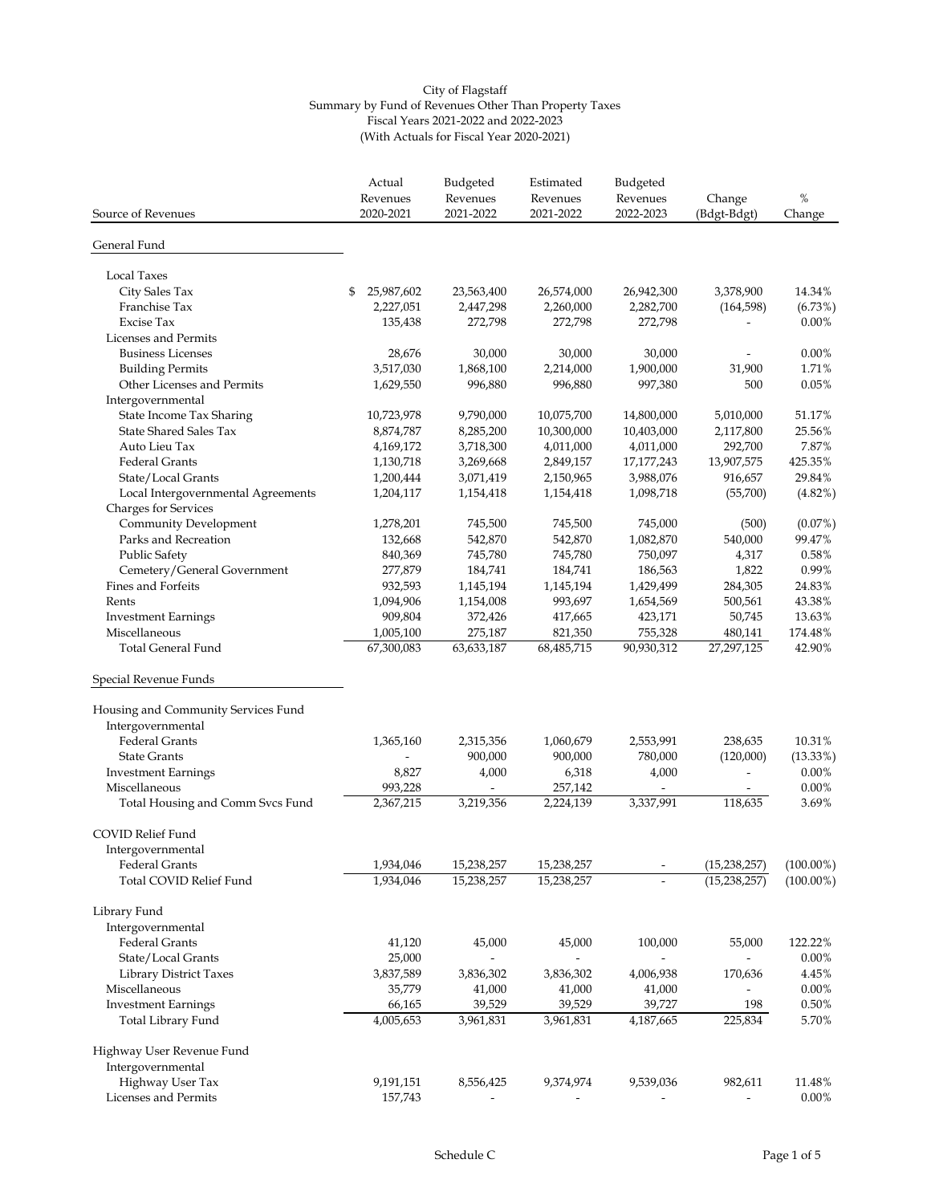City of Flagstaff
Summary by Fund of Revenues Other Than Property Taxes
Fiscal Years 2021-2022 and 2022-2023
(With Actuals for Fiscal Year 2020-2021)

| Source of Revenues | Actual Revenues 2020-2021 | Budgeted Revenues 2021-2022 | Estimated Revenues 2021-2022 | Budgeted Revenues 2022-2023 | Change (Bdgt-Bdgt) | % Change |
|---|---|---|---|---|---|---|
| **General Fund** | | | | | | |
| Local Taxes | | | | | | |
| City Sales Tax | $ 25,987,602 | 23,563,400 | 26,574,000 | 26,942,300 | 3,378,900 | 14.34% |
| Franchise Tax | 2,227,051 | 2,447,298 | 2,260,000 | 2,282,700 | (164,598) | (6.73%) |
| Excise Tax | 135,438 | 272,798 | 272,798 | 272,798 | - | 0.00% |
| Licenses and Permits | | | | | | |
| Business Licenses | 28,676 | 30,000 | 30,000 | 30,000 | - | 0.00% |
| Building Permits | 3,517,030 | 1,868,100 | 2,214,000 | 1,900,000 | 31,900 | 1.71% |
| Other Licenses and Permits | 1,629,550 | 996,880 | 996,880 | 997,380 | 500 | 0.05% |
| Intergovernmental | | | | | | |
| State Income Tax Sharing | 10,723,978 | 9,790,000 | 10,075,700 | 14,800,000 | 5,010,000 | 51.17% |
| State Shared Sales Tax | 8,874,787 | 8,285,200 | 10,300,000 | 10,403,000 | 2,117,800 | 25.56% |
| Auto Lieu Tax | 4,169,172 | 3,718,300 | 4,011,000 | 4,011,000 | 292,700 | 7.87% |
| Federal Grants | 1,130,718 | 3,269,668 | 2,849,157 | 17,177,243 | 13,907,575 | 425.35% |
| State/Local Grants | 1,200,444 | 3,071,419 | 2,150,965 | 3,988,076 | 916,657 | 29.84% |
| Local Intergovernmental Agreements | 1,204,117 | 1,154,418 | 1,154,418 | 1,098,718 | (55,700) | (4.82%) |
| Charges for Services | | | | | | |
| Community Development | 1,278,201 | 745,500 | 745,500 | 745,000 | (500) | (0.07%) |
| Parks and Recreation | 132,668 | 542,870 | 542,870 | 1,082,870 | 540,000 | 99.47% |
| Public Safety | 840,369 | 745,780 | 745,780 | 750,097 | 4,317 | 0.58% |
| Cemetery/General Government | 277,879 | 184,741 | 184,741 | 186,563 | 1,822 | 0.99% |
| Fines and Forfeits | 932,593 | 1,145,194 | 1,145,194 | 1,429,499 | 284,305 | 24.83% |
| Rents | 1,094,906 | 1,154,008 | 993,697 | 1,654,569 | 500,561 | 43.38% |
| Investment Earnings | 909,804 | 372,426 | 417,665 | 423,171 | 50,745 | 13.63% |
| Miscellaneous | 1,005,100 | 275,187 | 821,350 | 755,328 | 480,141 | 174.48% |
| Total General Fund | 67,300,083 | 63,633,187 | 68,485,715 | 90,930,312 | 27,297,125 | 42.90% |
| **Special Revenue Funds** | | | | | | |
| Housing and Community Services Fund | | | | | | |
| Intergovernmental | | | | | | |
| Federal Grants | 1,365,160 | 2,315,356 | 1,060,679 | 2,553,991 | 238,635 | 10.31% |
| State Grants | - | 900,000 | 900,000 | 780,000 | (120,000) | (13.33%) |
| Investment Earnings | 8,827 | 4,000 | 6,318 | 4,000 | - | 0.00% |
| Miscellaneous | 993,228 | - | 257,142 | - | - | 0.00% |
| Total Housing and Comm Svcs Fund | 2,367,215 | 3,219,356 | 2,224,139 | 3,337,991 | 118,635 | 3.69% |
| COVID Relief Fund | | | | | | |
| Intergovernmental | | | | | | |
| Federal Grants | 1,934,046 | 15,238,257 | 15,238,257 | - | (15,238,257) | (100.00%) |
| Total COVID Relief Fund | 1,934,046 | 15,238,257 | 15,238,257 | - | (15,238,257) | (100.00%) |
| Library Fund | | | | | | |
| Intergovernmental | | | | | | |
| Federal Grants | 41,120 | 45,000 | 45,000 | 100,000 | 55,000 | 122.22% |
| State/Local Grants | 25,000 | - | - | - | - | 0.00% |
| Library District Taxes | 3,837,589 | 3,836,302 | 3,836,302 | 4,006,938 | 170,636 | 4.45% |
| Miscellaneous | 35,779 | 41,000 | 41,000 | 41,000 | - | 0.00% |
| Investment Earnings | 66,165 | 39,529 | 39,529 | 39,727 | 198 | 0.50% |
| Total Library Fund | 4,005,653 | 3,961,831 | 3,961,831 | 4,187,665 | 225,834 | 5.70% |
| Highway User Revenue Fund | | | | | | |
| Intergovernmental | | | | | | |
| Highway User Tax | 9,191,151 | 8,556,425 | 9,374,974 | 9,539,036 | 982,611 | 11.48% |
| Licenses and Permits | 157,743 | - | - | - | - | 0.00% |

Schedule C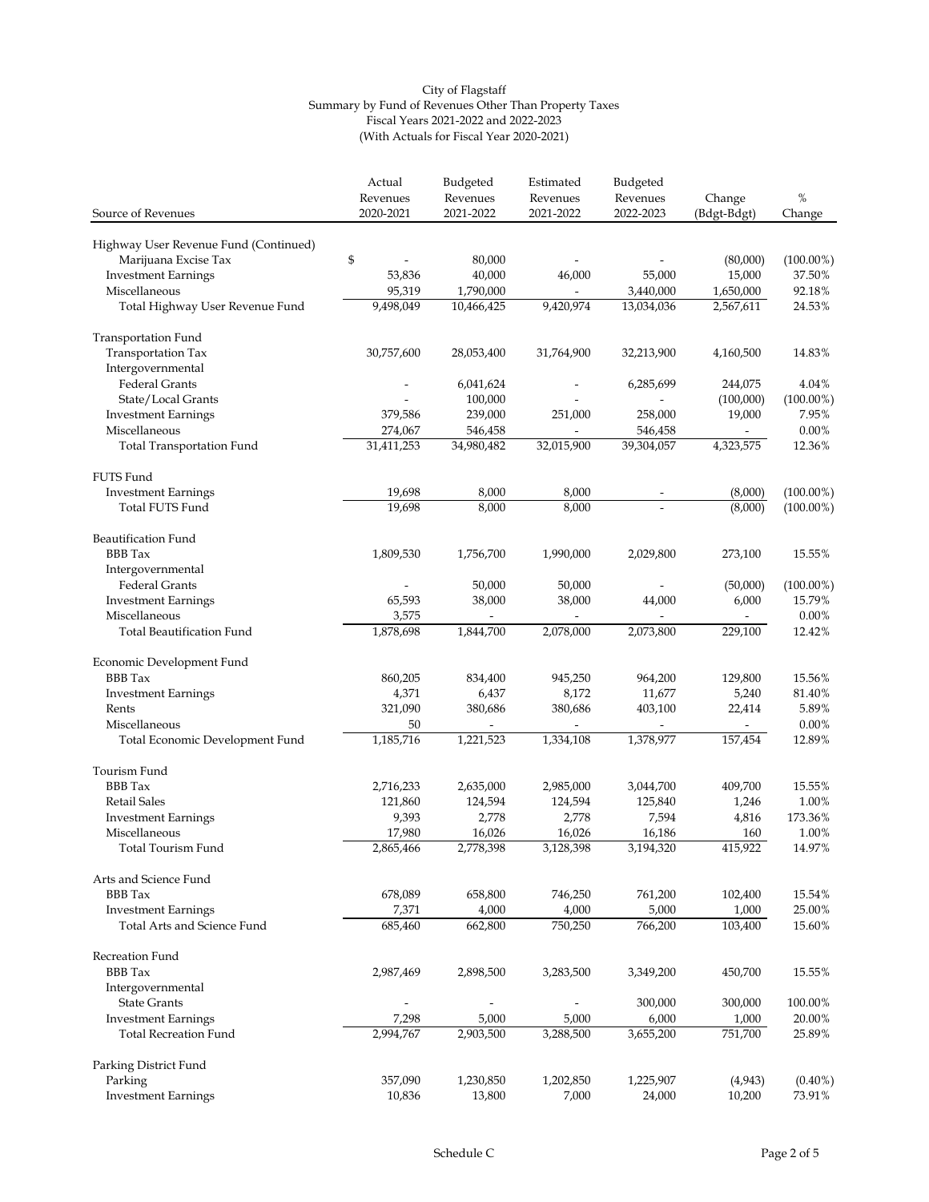City of Flagstaff
Summary by Fund of Revenues Other Than Property Taxes
Fiscal Years 2021-2022 and 2022-2023
(With Actuals for Fiscal Year 2020-2021)

| Source of Revenues | Actual Revenues 2020-2021 | Budgeted Revenues 2021-2022 | Estimated Revenues 2021-2022 | Budgeted Revenues 2022-2023 | Change (Bdgt-Bdgt) | % Change |
|---|---|---|---|---|---|---|
| Highway User Revenue Fund (Continued) | | | | | | |
| Marijuana Excise Tax | $ - | 80,000 | - | - | (80,000) | (100.00%) |
| Investment Earnings | 53,836 | 40,000 | 46,000 | 55,000 | 15,000 | 37.50% |
| Miscellaneous | 95,319 | 1,790,000 | - | 3,440,000 | 1,650,000 | 92.18% |
| Total Highway User Revenue Fund | 9,498,049 | 10,466,425 | 9,420,974 | 13,034,036 | 2,567,611 | 24.53% |
| Transportation Fund | | | | | | |
| Transportation Tax | 30,757,600 | 28,053,400 | 31,764,900 | 32,213,900 | 4,160,500 | 14.83% |
| Intergovernmental | | | | | | |
| Federal Grants | - | 6,041,624 | - | 6,285,699 | 244,075 | 4.04% |
| State/Local Grants | - | 100,000 | - | - | (100,000) | (100.00%) |
| Investment Earnings | 379,586 | 239,000 | 251,000 | 258,000 | 19,000 | 7.95% |
| Miscellaneous | 274,067 | 546,458 | - | 546,458 | - | 0.00% |
| Total Transportation Fund | 31,411,253 | 34,980,482 | 32,015,900 | 39,304,057 | 4,323,575 | 12.36% |
| FUTS Fund | | | | | | |
| Investment Earnings | 19,698 | 8,000 | 8,000 | - | (8,000) | (100.00%) |
| Total FUTS Fund | 19,698 | 8,000 | 8,000 | - | (8,000) | (100.00%) |
| Beautification Fund | | | | | | |
| BBB Tax | 1,809,530 | 1,756,700 | 1,990,000 | 2,029,800 | 273,100 | 15.55% |
| Intergovernmental | | | | | | |
| Federal Grants | - | 50,000 | 50,000 | - | (50,000) | (100.00%) |
| Investment Earnings | 65,593 | 38,000 | 38,000 | 44,000 | 6,000 | 15.79% |
| Miscellaneous | 3,575 | - | - | - | - | 0.00% |
| Total Beautification Fund | 1,878,698 | 1,844,700 | 2,078,000 | 2,073,800 | 229,100 | 12.42% |
| Economic Development Fund | | | | | | |
| BBB Tax | 860,205 | 834,400 | 945,250 | 964,200 | 129,800 | 15.56% |
| Investment Earnings | 4,371 | 6,437 | 8,172 | 11,677 | 5,240 | 81.40% |
| Rents | 321,090 | 380,686 | 380,686 | 403,100 | 22,414 | 5.89% |
| Miscellaneous | 50 | - | - | - | - | 0.00% |
| Total Economic Development Fund | 1,185,716 | 1,221,523 | 1,334,108 | 1,378,977 | 157,454 | 12.89% |
| Tourism Fund | | | | | | |
| BBB Tax | 2,716,233 | 2,635,000 | 2,985,000 | 3,044,700 | 409,700 | 15.55% |
| Retail Sales | 121,860 | 124,594 | 124,594 | 125,840 | 1,246 | 1.00% |
| Investment Earnings | 9,393 | 2,778 | 2,778 | 7,594 | 4,816 | 173.36% |
| Miscellaneous | 17,980 | 16,026 | 16,026 | 16,186 | 160 | 1.00% |
| Total Tourism Fund | 2,865,466 | 2,778,398 | 3,128,398 | 3,194,320 | 415,922 | 14.97% |
| Arts and Science Fund | | | | | | |
| BBB Tax | 678,089 | 658,800 | 746,250 | 761,200 | 102,400 | 15.54% |
| Investment Earnings | 7,371 | 4,000 | 4,000 | 5,000 | 1,000 | 25.00% |
| Total Arts and Science Fund | 685,460 | 662,800 | 750,250 | 766,200 | 103,400 | 15.60% |
| Recreation Fund | | | | | | |
| BBB Tax | 2,987,469 | 2,898,500 | 3,283,500 | 3,349,200 | 450,700 | 15.55% |
| Intergovernmental | | | | | | |
| State Grants | - | - | - | 300,000 | 300,000 | 100.00% |
| Investment Earnings | 7,298 | 5,000 | 5,000 | 6,000 | 1,000 | 20.00% |
| Total Recreation Fund | 2,994,767 | 2,903,500 | 3,288,500 | 3,655,200 | 751,700 | 25.89% |
| Parking District Fund | | | | | | |
| Parking | 357,090 | 1,230,850 | 1,202,850 | 1,225,907 | (4,943) | (0.40%) |
| Investment Earnings | 10,836 | 13,800 | 7,000 | 24,000 | 10,200 | 73.91% |

Schedule C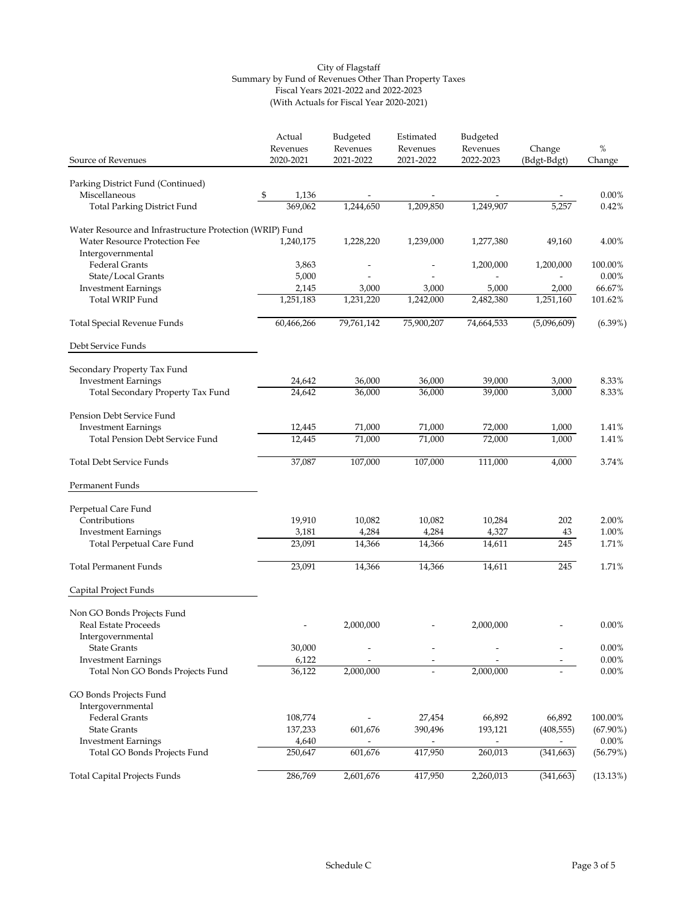City of Flagstaff
Summary by Fund of Revenues Other Than Property Taxes
Fiscal Years 2021-2022 and 2022-2023
(With Actuals for Fiscal Year 2020-2021)

| Source of Revenues | Actual Revenues 2020-2021 | Budgeted Revenues 2021-2022 | Estimated Revenues 2021-2022 | Budgeted Revenues 2022-2023 | Change (Bdgt-Bdgt) | % Change |
|---|---|---|---|---|---|---|
| Parking District Fund (Continued) | | | | | | |
| Miscellaneous | $ 1,136 | - | - | - | - | 0.00% |
| Total Parking District Fund | 369,062 | 1,244,650 | 1,209,850 | 1,249,907 | 5,257 | 0.42% |
| | | | | | | |
| Water Resource and Infrastructure Protection (WRIP) Fund | | | | | | |
| Water Resource Protection Fee | 1,240,175 | 1,228,220 | 1,239,000 | 1,277,380 | 49,160 | 4.00% |
| Intergovernmental | | | | | | |
| Federal Grants | 3,863 | - | - | 1,200,000 | 1,200,000 | 100.00% |
| State/Local Grants | 5,000 | - | - | - | - | 0.00% |
| Investment Earnings | 2,145 | 3,000 | 3,000 | 5,000 | 2,000 | 66.67% |
| Total WRIP Fund | 1,251,183 | 1,231,220 | 1,242,000 | 2,482,380 | 1,251,160 | 101.62% |
| | | | | | | |
| Total Special Revenue Funds | 60,466,266 | 79,761,142 | 75,900,207 | 74,664,533 | (5,096,609) | (6.39%) |
| | | | | | | |
| Debt Service Funds | | | | | | |
| | | | | | | |
| Secondary Property Tax Fund | | | | | | |
| Investment Earnings | 24,642 | 36,000 | 36,000 | 39,000 | 3,000 | 8.33% |
| Total Secondary Property Tax Fund | 24,642 | 36,000 | 36,000 | 39,000 | 3,000 | 8.33% |
| | | | | | | |
| Pension Debt Service Fund | | | | | | |
| Investment Earnings | 12,445 | 71,000 | 71,000 | 72,000 | 1,000 | 1.41% |
| Total Pension Debt Service Fund | 12,445 | 71,000 | 71,000 | 72,000 | 1,000 | 1.41% |
| | | | | | | |
| Total Debt Service Funds | 37,087 | 107,000 | 107,000 | 111,000 | 4,000 | 3.74% |
| | | | | | | |
| Permanent Funds | | | | | | |
| | | | | | | |
| Perpetual Care Fund | | | | | | |
| Contributions | 19,910 | 10,082 | 10,082 | 10,284 | 202 | 2.00% |
| Investment Earnings | 3,181 | 4,284 | 4,284 | 4,327 | 43 | 1.00% |
| Total Perpetual Care Fund | 23,091 | 14,366 | 14,366 | 14,611 | 245 | 1.71% |
| | | | | | | |
| Total Permanent Funds | 23,091 | 14,366 | 14,366 | 14,611 | 245 | 1.71% |
| | | | | | | |
| Capital Project Funds | | | | | | |
| | | | | | | |
| Non GO Bonds Projects Fund | | | | | | |
| Real Estate Proceeds | - | 2,000,000 | - | 2,000,000 | - | 0.00% |
| Intergovernmental | | | | | | |
| State Grants | 30,000 | - | - | - | - | 0.00% |
| Investment Earnings | 6,122 | - | - | - | - | 0.00% |
| Total Non GO Bonds Projects Fund | 36,122 | 2,000,000 | - | 2,000,000 | - | 0.00% |
| | | | | | | |
| GO Bonds Projects Fund | | | | | | |
| Intergovernmental | | | | | | |
| Federal Grants | 108,774 | - | 27,454 | 66,892 | 66,892 | 100.00% |
| State Grants | 137,233 | 601,676 | 390,496 | 193,121 | (408,555) | (67.90%) |
| Investment Earnings | 4,640 | - | - | - | - | 0.00% |
| Total GO Bonds Projects Fund | 250,647 | 601,676 | 417,950 | 260,013 | (341,663) | (56.79%) |
| | | | | | | |
| Total Capital Projects Funds | 286,769 | 2,601,676 | 417,950 | 2,260,013 | (341,663) | (13.13%) |

Schedule C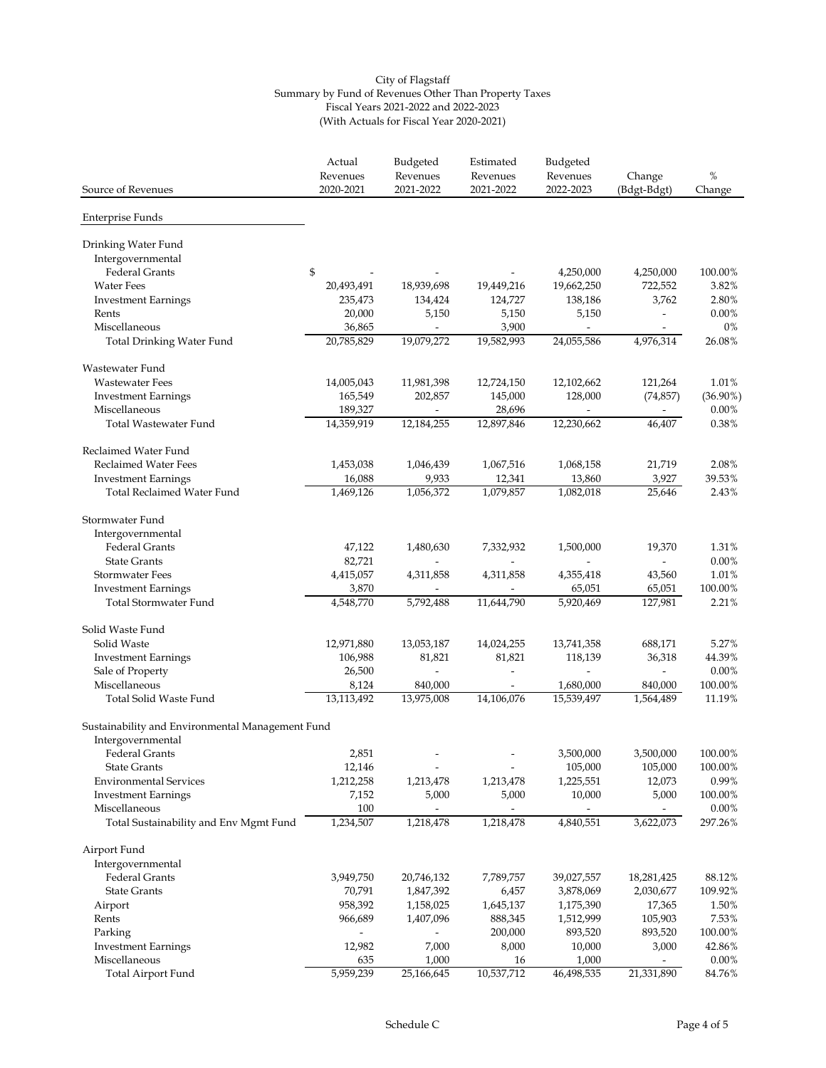City of Flagstaff
Summary by Fund of Revenues Other Than Property Taxes
Fiscal Years 2021-2022 and 2022-2023
(With Actuals for Fiscal Year 2020-2021)

| Source of Revenues | Actual Revenues 2020-2021 | Budgeted Revenues 2021-2022 | Estimated Revenues 2021-2022 | Budgeted Revenues 2022-2023 | Change (Bdgt-Bdgt) | % Change |
|---|---|---|---|---|---|---|
| Enterprise Funds | | | | | | |
| Drinking Water Fund | | | | | | |
| Intergovernmental | | | | | | |
| Federal Grants | $ - | - | - | 4,250,000 | 4,250,000 | 100.00% |
| Water Fees | 20,493,491 | 18,939,698 | 19,449,216 | 19,662,250 | 722,552 | 3.82% |
| Investment Earnings | 235,473 | 134,424 | 124,727 | 138,186 | 3,762 | 2.80% |
| Rents | 20,000 | 5,150 | 5,150 | 5,150 | - | 0.00% |
| Miscellaneous | 36,865 | - | 3,900 | - | - | 0% |
| Total Drinking Water Fund | 20,785,829 | 19,079,272 | 19,582,993 | 24,055,586 | 4,976,314 | 26.08% |
| Wastewater Fund | | | | | | |
| Wastewater Fees | 14,005,043 | 11,981,398 | 12,724,150 | 12,102,662 | 121,264 | 1.01% |
| Investment Earnings | 165,549 | 202,857 | 145,000 | 128,000 | (74,857) | (36.90%) |
| Miscellaneous | 189,327 | - | 28,696 | - | - | 0.00% |
| Total Wastewater Fund | 14,359,919 | 12,184,255 | 12,897,846 | 12,230,662 | 46,407 | 0.38% |
| Reclaimed Water Fund | | | | | | |
| Reclaimed Water Fees | 1,453,038 | 1,046,439 | 1,067,516 | 1,068,158 | 21,719 | 2.08% |
| Investment Earnings | 16,088 | 9,933 | 12,341 | 13,860 | 3,927 | 39.53% |
| Total Reclaimed Water Fund | 1,469,126 | 1,056,372 | 1,079,857 | 1,082,018 | 25,646 | 2.43% |
| Stormwater Fund | | | | | | |
| Intergovernmental | | | | | | |
| Federal Grants | 47,122 | 1,480,630 | 7,332,932 | 1,500,000 | 19,370 | 1.31% |
| State Grants | 82,721 | - | - | - | - | 0.00% |
| Stormwater Fees | 4,415,057 | 4,311,858 | 4,311,858 | 4,355,418 | 43,560 | 1.01% |
| Investment Earnings | 3,870 | - | - | 65,051 | 65,051 | 100.00% |
| Total Stormwater Fund | 4,548,770 | 5,792,488 | 11,644,790 | 5,920,469 | 127,981 | 2.21% |
| Solid Waste Fund | | | | | | |
| Solid Waste | 12,971,880 | 13,053,187 | 14,024,255 | 13,741,358 | 688,171 | 5.27% |
| Investment Earnings | 106,988 | 81,821 | 81,821 | 118,139 | 36,318 | 44.39% |
| Sale of Property | 26,500 | - | - | - | - | 0.00% |
| Miscellaneous | 8,124 | 840,000 | - | 1,680,000 | 840,000 | 100.00% |
| Total Solid Waste Fund | 13,113,492 | 13,975,008 | 14,106,076 | 15,539,497 | 1,564,489 | 11.19% |
| Sustainability and Environmental Management Fund | | | | | | |
| Intergovernmental | | | | | | |
| Federal Grants | 2,851 | - | - | 3,500,000 | 3,500,000 | 100.00% |
| State Grants | 12,146 | - | - | 105,000 | 105,000 | 100.00% |
| Environmental Services | 1,212,258 | 1,213,478 | 1,213,478 | 1,225,551 | 12,073 | 0.99% |
| Investment Earnings | 7,152 | 5,000 | 5,000 | 10,000 | 5,000 | 100.00% |
| Miscellaneous | 100 | - | - | - | - | 0.00% |
| Total Sustainability and Env Mgmt Fund | 1,234,507 | 1,218,478 | 1,218,478 | 4,840,551 | 3,622,073 | 297.26% |
| Airport Fund | | | | | | |
| Intergovernmental | | | | | | |
| Federal Grants | 3,949,750 | 20,746,132 | 7,789,757 | 39,027,557 | 18,281,425 | 88.12% |
| State Grants | 70,791 | 1,847,392 | 6,457 | 3,878,069 | 2,030,677 | 109.92% |
| Airport | 958,392 | 1,158,025 | 1,645,137 | 1,175,390 | 17,365 | 1.50% |
| Rents | 966,689 | 1,407,096 | 888,345 | 1,512,999 | 105,903 | 7.53% |
| Parking | - | - | 200,000 | 893,520 | 893,520 | 100.00% |
| Investment Earnings | 12,982 | 7,000 | 8,000 | 10,000 | 3,000 | 42.86% |
| Miscellaneous | 635 | 1,000 | 16 | 1,000 | - | 0.00% |
| Total Airport Fund | 5,959,239 | 25,166,645 | 10,537,712 | 46,498,535 | 21,331,890 | 84.76% |

Schedule C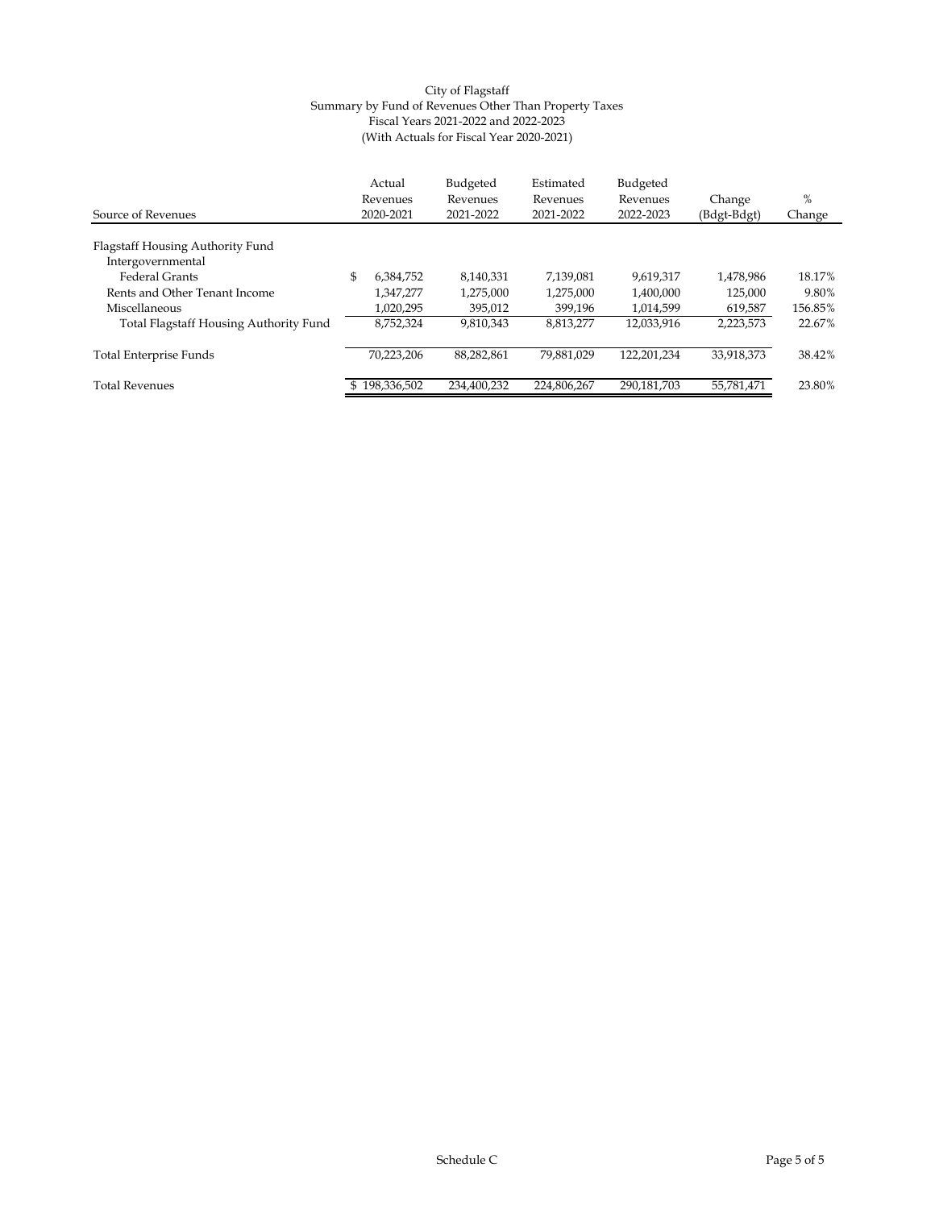City of Flagstaff
Summary by Fund of Revenues Other Than Property Taxes
Fiscal Years 2021-2022 and 2022-2023
(With Actuals for Fiscal Year 2020-2021)

| Source of Revenues | Actual Revenues 2020-2021 | Budgeted Revenues 2021-2022 | Estimated Revenues 2021-2022 | Budgeted Revenues 2022-2023 | Change (Bdgt-Bdgt) | % Change |
|---|---|---|---|---|---|---|
| Flagstaff Housing Authority Fund | | | | | | |
| Intergovernmental | | | | | | |
| Federal Grants | $ 6,384,752 | 8,140,331 | 7,139,081 | 9,619,317 | 1,478,986 | 18.17% |
| Rents and Other Tenant Income | 1,347,277 | 1,275,000 | 1,275,000 | 1,400,000 | 125,000 | 9.80% |
| Miscellaneous | 1,020,295 | 395,012 | 399,196 | 1,014,599 | 619,587 | 156.85% |
| Total Flagstaff Housing Authority Fund | 8,752,324 | 9,810,343 | 8,813,277 | 12,033,916 | 2,223,573 | 22.67% |
| Total Enterprise Funds | 70,223,206 | 88,282,861 | 79,881,029 | 122,201,234 | 33,918,373 | 38.42% |
| Total Revenues | $ 198,336,502 | 234,400,232 | 224,806,267 | 290,181,703 | 55,781,471 | 23.80% |

Schedule C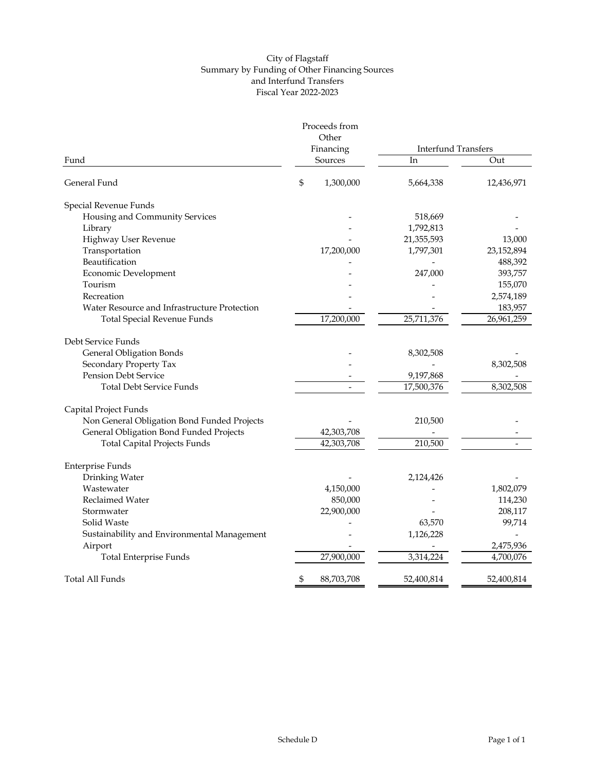City of Flagstaff
Summary by Funding of Other Financing Sources
and Interfund Transfers
Fiscal Year 2022-2023

| Fund | Proceeds from Other Financing Sources | Interfund Transfers In | Interfund Transfers Out |
|---|---|---|---|
| General Fund | $ 1,300,000 | 5,664,338 | 12,436,971 |
| **Special Revenue Funds** | | | |
| Housing and Community Services | - | 518,669 | - |
| Library | - | 1,792,813 | - |
| Highway User Revenue | - | 21,355,593 | 13,000 |
| Transportation | 17,200,000 | 1,797,301 | 23,152,894 |
| Beautification | - | - | 488,392 |
| Economic Development | - | 247,000 | 393,757 |
| Tourism | - | - | 155,070 |
| Recreation | - | - | 2,574,189 |
| Water Resource and Infrastructure Protection | - | - | 183,957 |
| Total Special Revenue Funds | 17,200,000 | 25,711,376 | 26,961,259 |
| **Debt Service Funds** | | | |
| General Obligation Bonds | - | 8,302,508 | - |
| Secondary Property Tax | - | - | 8,302,508 |
| Pension Debt Service | - | 9,197,868 | - |
| Total Debt Service Funds | - | 17,500,376 | 8,302,508 |
| **Capital Project Funds** | | | |
| Non General Obligation Bond Funded Projects | - | 210,500 | - |
| General Obligation Bond Funded Projects | 42,303,708 | - | - |
| Total Capital Projects Funds | 42,303,708 | 210,500 | - |
| **Enterprise Funds** | | | |
| Drinking Water | - | 2,124,426 | - |
| Wastewater | 4,150,000 | - | 1,802,079 |
| Reclaimed Water | 850,000 | - | 114,230 |
| Stormwater | 22,900,000 | - | 208,117 |
| Solid Waste | - | 63,570 | 99,714 |
| Sustainability and Environmental Management | - | 1,126,228 | - |
| Airport | - | - | 2,475,936 |
| Total Enterprise Funds | 27,900,000 | 3,314,224 | 4,700,076 |
| Total All Funds | $ 88,703,708 | 52,400,814 | 52,400,814 |

Schedule D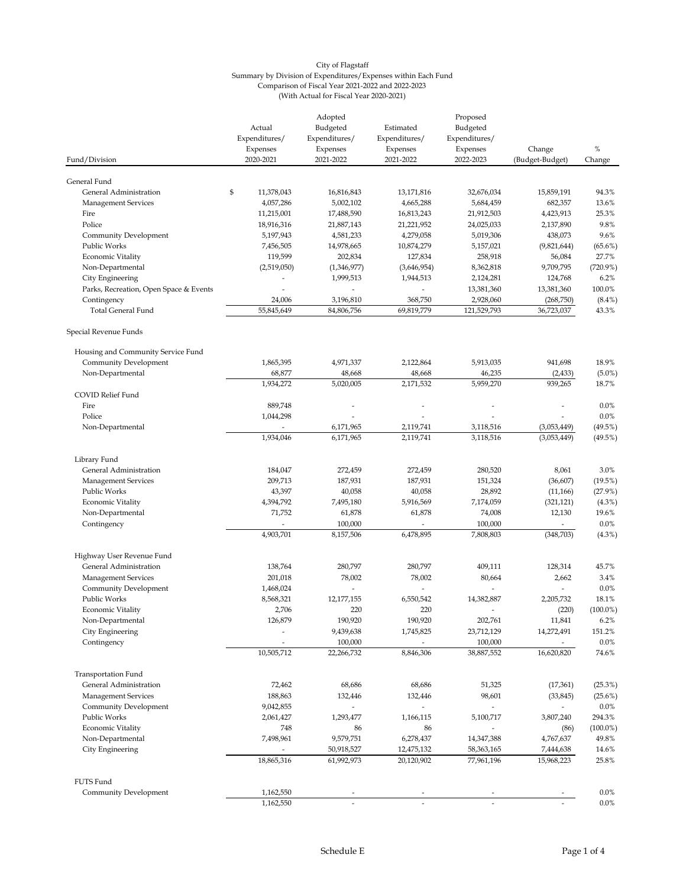City of Flagstaff
Summary by Division of Expenditures/Expenses within Each Fund
Comparison of Fiscal Year 2021-2022 and 2022-2023
(With Actual for Fiscal Year 2020-2021)

| Fund/Division | Actual Expenditures/ Expenses 2020-2021 | Adopted Budgeted Expenditures/ Expenses 2021-2022 | Estimated Expenditures/ Expenses 2021-2022 | Proposed Budgeted Expenditures/ Expenses 2022-2023 | Change (Budget-Budget) | % Change |
|---|---|---|---|---|---|---|
| General Fund | | | | | | |
| General Administration | $ 11,378,043 | 16,816,843 | 13,171,816 | 32,676,034 | 15,859,191 | 94.3% |
| Management Services | 4,057,286 | 5,002,102 | 4,665,288 | 5,684,459 | 682,357 | 13.6% |
| Fire | 11,215,001 | 17,488,590 | 16,813,243 | 21,912,503 | 4,423,913 | 25.3% |
| Police | 18,916,316 | 21,887,143 | 21,221,952 | 24,025,033 | 2,137,890 | 9.8% |
| Community Development | 5,197,943 | 4,581,233 | 4,279,058 | 5,019,306 | 438,073 | 9.6% |
| Public Works | 7,456,505 | 14,978,665 | 10,874,279 | 5,157,021 | (9,821,644) | (65.6%) |
| Economic Vitality | 119,599 | 202,834 | 127,834 | 258,918 | 56,084 | 27.7% |
| Non-Departmental | (2,519,050) | (1,346,977) | (3,646,954) | 8,362,818 | 9,709,795 | (720.9%) |
| City Engineering | - | 1,999,513 | 1,944,513 | 2,124,281 | 124,768 | 6.2% |
| Parks, Recreation, Open Space & Events | - | - | - | 13,381,360 | 13,381,360 | 100.0% |
| Contingency | 24,006 | 3,196,810 | 368,750 | 2,928,060 | (268,750) | (8.4%) |
| Total General Fund | 55,845,649 | 84,806,756 | 69,819,779 | 121,529,793 | 36,723,037 | 43.3% |
| Special Revenue Funds | | | | | | |
| Housing and Community Service Fund | | | | | | |
| Community Development | 1,865,395 | 4,971,337 | 2,122,864 | 5,913,035 | 941,698 | 18.9% |
| Non-Departmental | 68,877 | 48,668 | 48,668 | 46,235 | (2,433) | (5.0%) |
| | 1,934,272 | 5,020,005 | 2,171,532 | 5,959,270 | 939,265 | 18.7% |
| COVID Relief Fund | | | | | | |
| Fire | 889,748 | - | - | - | - | 0.0% |
| Police | 1,044,298 | - | - | - | - | 0.0% |
| Non-Departmental | - | 6,171,965 | 2,119,741 | 3,118,516 | (3,053,449) | (49.5%) |
| | 1,934,046 | 6,171,965 | 2,119,741 | 3,118,516 | (3,053,449) | (49.5%) |
| Library Fund | | | | | | |
| General Administration | 184,047 | 272,459 | 272,459 | 280,520 | 8,061 | 3.0% |
| Management Services | 209,713 | 187,931 | 187,931 | 151,324 | (36,607) | (19.5%) |
| Public Works | 43,397 | 40,058 | 40,058 | 28,892 | (11,166) | (27.9%) |
| Economic Vitality | 4,394,792 | 7,495,180 | 5,916,569 | 7,174,059 | (321,121) | (4.3%) |
| Non-Departmental | 71,752 | 61,878 | 61,878 | 74,008 | 12,130 | 19.6% |
| Contingency | - | 100,000 | - | 100,000 | - | 0.0% |
| | 4,903,701 | 8,157,506 | 6,478,895 | 7,808,803 | (348,703) | (4.3%) |
| Highway User Revenue Fund | | | | | | |
| General Administration | 138,764 | 280,797 | 280,797 | 409,111 | 128,314 | 45.7% |
| Management Services | 201,018 | 78,002 | 78,002 | 80,664 | 2,662 | 3.4% |
| Community Development | 1,468,024 | - | - | - | - | 0.0% |
| Public Works | 8,568,321 | 12,177,155 | 6,550,542 | 14,382,887 | 2,205,732 | 18.1% |
| Economic Vitality | 2,706 | 220 | 220 | - | (220) | (100.0%) |
| Non-Departmental | 126,879 | 190,920 | 190,920 | 202,761 | 11,841 | 6.2% |
| City Engineering | - | 9,439,638 | 1,745,825 | 23,712,129 | 14,272,491 | 151.2% |
| Contingency | - | 100,000 | - | 100,000 | - | 0.0% |
| | 10,505,712 | 22,266,732 | 8,846,306 | 38,887,552 | 16,620,820 | 74.6% |
| Transportation Fund | | | | | | |
| General Administration | 72,462 | 68,686 | 68,686 | 51,325 | (17,361) | (25.3%) |
| Management Services | 188,863 | 132,446 | 132,446 | 98,601 | (33,845) | (25.6%) |
| Community Development | 9,042,855 | - | - | - | - | 0.0% |
| Public Works | 2,061,427 | 1,293,477 | 1,166,115 | 5,100,717 | 3,807,240 | 294.3% |
| Economic Vitality | 748 | 86 | 86 | - | (86) | (100.0%) |
| Non-Departmental | 7,498,961 | 9,579,751 | 6,278,437 | 14,347,388 | 4,767,637 | 49.8% |
| City Engineering | - | 50,918,527 | 12,475,132 | 58,363,165 | 7,444,638 | 14.6% |
| | 18,865,316 | 61,992,973 | 20,120,902 | 77,961,196 | 15,968,223 | 25.8% |
| FUTS Fund | | | | | | |
| Community Development | 1,162,550 | - | - | - | - | 0.0% |
| | 1,162,550 | - | - | - | - | 0.0% |

Schedule E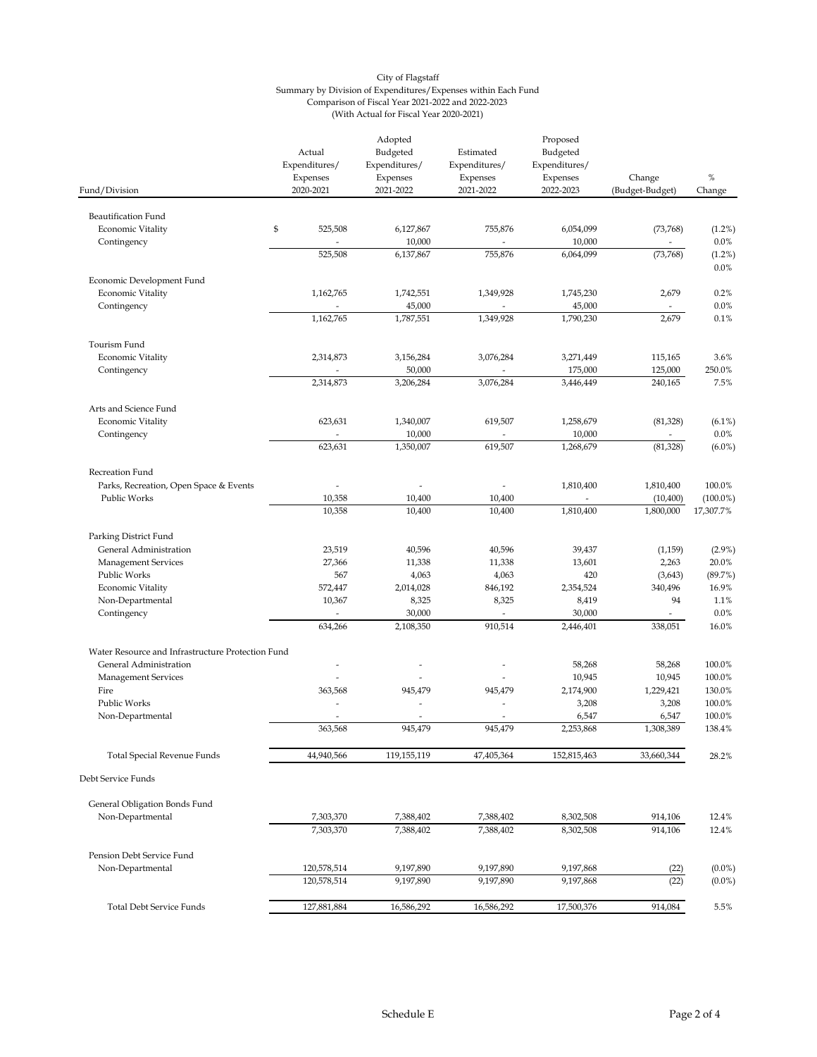City of Flagstaff
Summary by Division of Expenditures/Expenses within Each Fund
Comparison of Fiscal Year 2021-2022 and 2022-2023
(With Actual for Fiscal Year 2020-2021)

| Fund/Division | Actual Expenditures/ Expenses 2020-2021 | Adopted Budgeted Expenditures/ Expenses 2021-2022 | Estimated Expenditures/ Expenses 2021-2022 | Proposed Budgeted Expenditures/ Expenses 2022-2023 | Change (Budget-Budget) | % Change |
|---|---|---|---|---|---|---|
| Beautification Fund | | | | | | |
| Economic Vitality | $ 525,508 | 6,127,867 | 755,876 | 6,054,099 | (73,768) | (1.2%) |
| Contingency | - | 10,000 | - | 10,000 | - | 0.0% |
| | 525,508 | 6,137,867 | 755,876 | 6,064,099 | (73,768) | (1.2%) |
| | | | | | | 0.0% |
| Economic Development Fund | | | | | | |
| Economic Vitality | 1,162,765 | 1,742,551 | 1,349,928 | 1,745,230 | 2,679 | 0.2% |
| Contingency | - | 45,000 | - | 45,000 | - | 0.0% |
| | 1,162,765 | 1,787,551 | 1,349,928 | 1,790,230 | 2,679 | 0.1% |
| Tourism Fund | | | | | | |
| Economic Vitality | 2,314,873 | 3,156,284 | 3,076,284 | 3,271,449 | 115,165 | 3.6% |
| Contingency | - | 50,000 | - | 175,000 | 125,000 | 250.0% |
| | 2,314,873 | 3,206,284 | 3,076,284 | 3,446,449 | 240,165 | 7.5% |
| Arts and Science Fund | | | | | | |
| Economic Vitality | 623,631 | 1,340,007 | 619,507 | 1,258,679 | (81,328) | (6.1%) |
| Contingency | - | 10,000 | - | 10,000 | - | 0.0% |
| | 623,631 | 1,350,007 | 619,507 | 1,268,679 | (81,328) | (6.0%) |
| Recreation Fund | | | | | | |
| Parks, Recreation, Open Space & Events | - | - | - | 1,810,400 | 1,810,400 | 100.0% |
| Public Works | 10,358 | 10,400 | 10,400 | - | (10,400) | (100.0%) |
| | 10,358 | 10,400 | 10,400 | 1,810,400 | 1,800,000 | 17,307.7% |
| Parking District Fund | | | | | | |
| General Administration | 23,519 | 40,596 | 40,596 | 39,437 | (1,159) | (2.9%) |
| Management Services | 27,366 | 11,338 | 11,338 | 13,601 | 2,263 | 20.0% |
| Public Works | 567 | 4,063 | 4,063 | 420 | (3,643) | (89.7%) |
| Economic Vitality | 572,447 | 2,014,028 | 846,192 | 2,354,524 | 340,496 | 16.9% |
| Non-Departmental | 10,367 | 8,325 | 8,325 | 8,419 | 94 | 1.1% |
| Contingency | - | 30,000 | - | 30,000 | - | 0.0% |
| | 634,266 | 2,108,350 | 910,514 | 2,446,401 | 338,051 | 16.0% |
| Water Resource and Infrastructure Protection Fund | | | | | | |
| General Administration | - | - | - | 58,268 | 58,268 | 100.0% |
| Management Services | - | - | - | 10,945 | 10,945 | 100.0% |
| Fire | 363,568 | 945,479 | 945,479 | 2,174,900 | 1,229,421 | 130.0% |
| Public Works | - | - | - | 3,208 | 3,208 | 100.0% |
| Non-Departmental | - | - | - | 6,547 | 6,547 | 100.0% |
| | 363,568 | 945,479 | 945,479 | 2,253,868 | 1,308,389 | 138.4% |
| Total Special Revenue Funds | 44,940,566 | 119,155,119 | 47,405,364 | 152,815,463 | 33,660,344 | 28.2% |
| Debt Service Funds | | | | | | |
| General Obligation Bonds Fund | | | | | | |
| Non-Departmental | 7,303,370 | 7,388,402 | 7,388,402 | 8,302,508 | 914,106 | 12.4% |
| | 7,303,370 | 7,388,402 | 7,388,402 | 8,302,508 | 914,106 | 12.4% |
| Pension Debt Service Fund | | | | | | |
| Non-Departmental | 120,578,514 | 9,197,890 | 9,197,890 | 9,197,868 | (22) | (0.0%) |
| | 120,578,514 | 9,197,890 | 9,197,890 | 9,197,868 | (22) | (0.0%) |
| Total Debt Service Funds | 127,881,884 | 16,586,292 | 16,586,292 | 17,500,376 | 914,084 | 5.5% |

Schedule E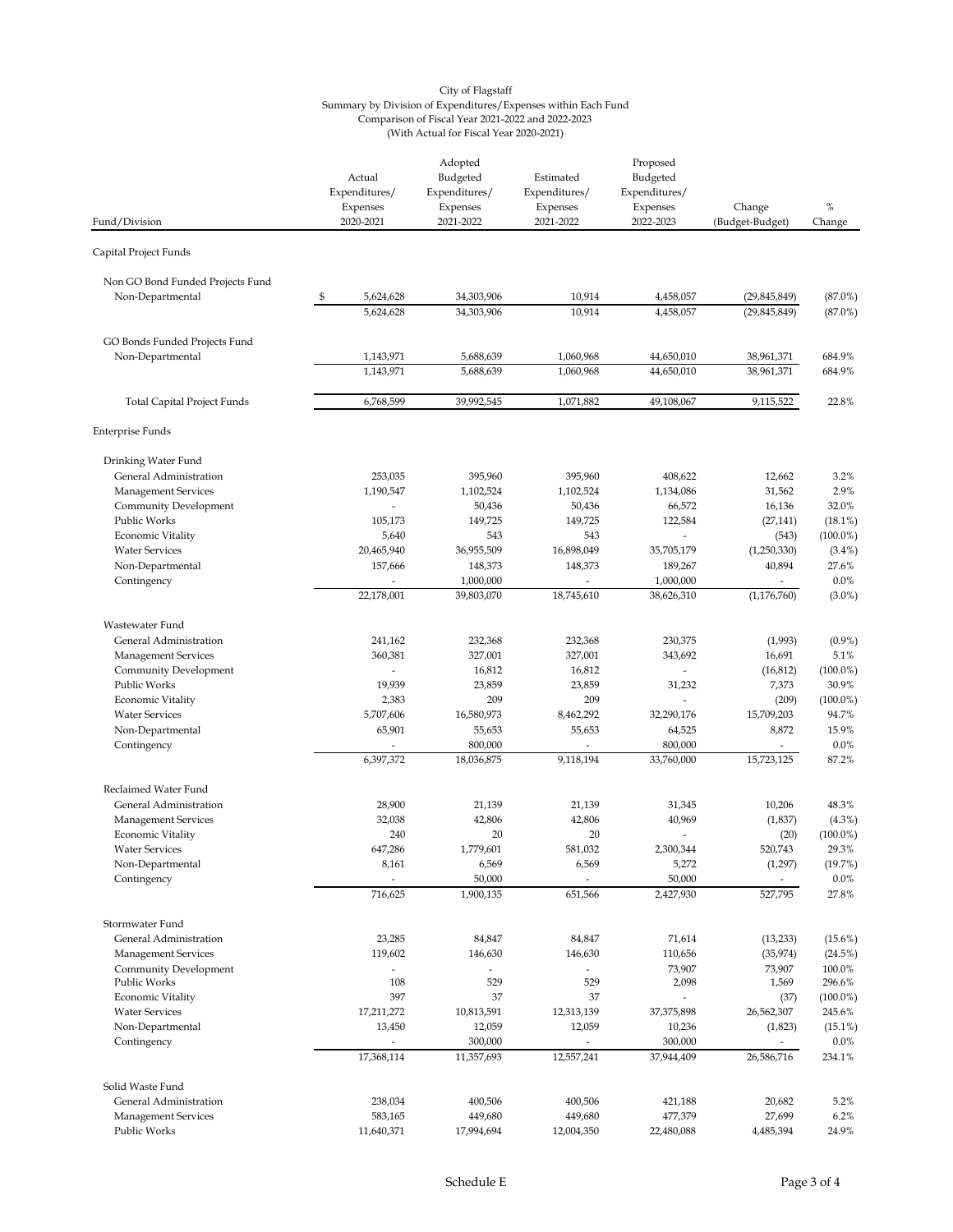City of Flagstaff
Summary by Division of Expenditures/Expenses within Each Fund
Comparison of Fiscal Year 2021-2022 and 2022-2023
(With Actual for Fiscal Year 2020-2021)

| Fund/Division | Actual Expenditures/ Expenses 2020-2021 | Adopted Budgeted Expenditures/ Expenses 2021-2022 | Estimated Expenditures/ Expenses 2021-2022 | Proposed Budgeted Expenditures/ Expenses 2022-2023 | Change (Budget-Budget) | % Change |
|---|---|---|---|---|---|---|
| Capital Project Funds | | | | | | |
| Non GO Bond Funded Projects Fund | | | | | | |
| Non-Departmental | $ 5,624,628 | 34,303,906 | 10,914 | 4,458,057 | (29,845,849) | (87.0%) |
| | 5,624,628 | 34,303,906 | 10,914 | 4,458,057 | (29,845,849) | (87.0%) |
| GO Bonds Funded Projects Fund | | | | | | |
| Non-Departmental | 1,143,971 | 5,688,639 | 1,060,968 | 44,650,010 | 38,961,371 | 684.9% |
| | 1,143,971 | 5,688,639 | 1,060,968 | 44,650,010 | 38,961,371 | 684.9% |
| Total Capital Project Funds | 6,768,599 | 39,992,545 | 1,071,882 | 49,108,067 | 9,115,522 | 22.8% |
| Enterprise Funds | | | | | | |
| Drinking Water Fund | | | | | | |
| General Administration | 253,035 | 395,960 | 395,960 | 408,622 | 12,662 | 3.2% |
| Management Services | 1,190,547 | 1,102,524 | 1,102,524 | 1,134,086 | 31,562 | 2.9% |
| Community Development | - | 50,436 | 50,436 | 66,572 | 16,136 | 32.0% |
| Public Works | 105,173 | 149,725 | 149,725 | 122,584 | (27,141) | (18.1%) |
| Economic Vitality | 5,640 | 543 | 543 | - | (543) | (100.0%) |
| Water Services | 20,465,940 | 36,955,509 | 16,898,049 | 35,705,179 | (1,250,330) | (3.4%) |
| Non-Departmental | 157,666 | 148,373 | 148,373 | 189,267 | 40,894 | 27.6% |
| Contingency | - | 1,000,000 | - | 1,000,000 | - | 0.0% |
| | 22,178,001 | 39,803,070 | 18,745,610 | 38,626,310 | (1,176,760) | (3.0%) |
| Wastewater Fund | | | | | | |
| General Administration | 241,162 | 232,368 | 232,368 | 230,375 | (1,993) | (0.9%) |
| Management Services | 360,381 | 327,001 | 327,001 | 343,692 | 16,691 | 5.1% |
| Community Development | - | 16,812 | 16,812 | - | (16,812) | (100.0%) |
| Public Works | 19,939 | 23,859 | 23,859 | 31,232 | 7,373 | 30.9% |
| Economic Vitality | 2,383 | 209 | 209 | - | (209) | (100.0%) |
| Water Services | 5,707,606 | 16,580,973 | 8,462,292 | 32,290,176 | 15,709,203 | 94.7% |
| Non-Departmental | 65,901 | 55,653 | 55,653 | 64,525 | 8,872 | 15.9% |
| Contingency | - | 800,000 | - | 800,000 | - | 0.0% |
| | 6,397,372 | 18,036,875 | 9,118,194 | 33,760,000 | 15,723,125 | 87.2% |
| Reclaimed Water Fund | | | | | | |
| General Administration | 28,900 | 21,139 | 21,139 | 31,345 | 10,206 | 48.3% |
| Management Services | 32,038 | 42,806 | 42,806 | 40,969 | (1,837) | (4.3%) |
| Economic Vitality | 240 | 20 | 20 | - | (20) | (100.0%) |
| Water Services | 647,286 | 1,779,601 | 581,032 | 2,300,344 | 520,743 | 29.3% |
| Non-Departmental | 8,161 | 6,569 | 6,569 | 5,272 | (1,297) | (19.7%) |
| Contingency | - | 50,000 | - | 50,000 | - | 0.0% |
| | 716,625 | 1,900,135 | 651,566 | 2,427,930 | 527,795 | 27.8% |
| Stormwater Fund | | | | | | |
| General Administration | 23,285 | 84,847 | 84,847 | 71,614 | (13,233) | (15.6%) |
| Management Services | 119,602 | 146,630 | 146,630 | 110,656 | (35,974) | (24.5%) |
| Community Development | - | - | - | 73,907 | 73,907 | 100.0% |
| Public Works | 108 | 529 | 529 | 2,098 | 1,569 | 296.6% |
| Economic Vitality | 397 | 37 | 37 | - | (37) | (100.0%) |
| Water Services | 17,211,272 | 10,813,591 | 12,313,139 | 37,375,898 | 26,562,307 | 245.6% |
| Non-Departmental | 13,450 | 12,059 | 12,059 | 10,236 | (1,823) | (15.1%) |
| Contingency | - | 300,000 | - | 300,000 | - | 0.0% |
| | 17,368,114 | 11,357,693 | 12,557,241 | 37,944,409 | 26,586,716 | 234.1% |
| Solid Waste Fund | | | | | | |
| General Administration | 238,034 | 400,506 | 400,506 | 421,188 | 20,682 | 5.2% |
| Management Services | 583,165 | 449,680 | 449,680 | 477,379 | 27,699 | 6.2% |
| Public Works | 11,640,371 | 17,994,694 | 12,004,350 | 22,480,088 | 4,485,394 | 24.9% |

Schedule E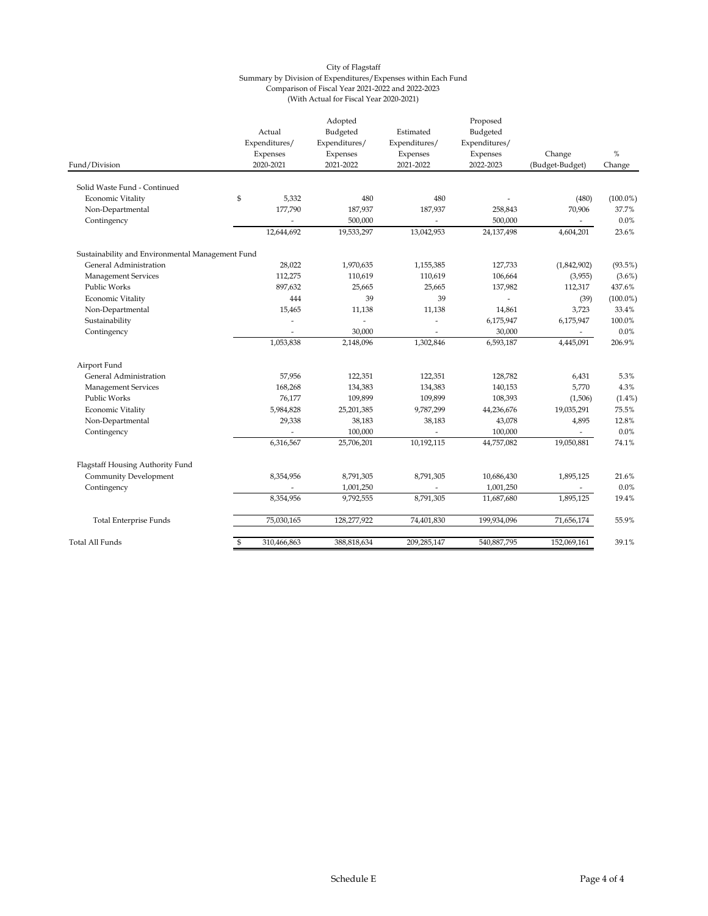City of Flagstaff
Summary by Division of Expenditures/Expenses within Each Fund
Comparison of Fiscal Year 2021-2022 and 2022-2023
(With Actual for Fiscal Year 2020-2021)

| Fund/Division | Actual Expenditures/ Expenses 2020-2021 | Adopted Budgeted Expenditures/ Expenses 2021-2022 | Estimated Expenditures/ Expenses 2021-2022 | Proposed Budgeted Expenditures/ Expenses 2022-2023 | Change (Budget-Budget) | % Change |
|---|---|---|---|---|---|---|
| Solid Waste Fund - Continued | | | | | | |
| Economic Vitality | $ 5,332 | 480 | 480 | - | (480) | (100.0%) |
| Non-Departmental | 177,790 | 187,937 | 187,937 | 258,843 | 70,906 | 37.7% |
| Contingency | - | 500,000 | - | 500,000 | - | 0.0% |
| | 12,644,692 | 19,533,297 | 13,042,953 | 24,137,498 | 4,604,201 | 23.6% |
| Sustainability and Environmental Management Fund | | | | | | |
| General Administration | 28,022 | 1,970,635 | 1,155,385 | 127,733 | (1,842,902) | (93.5%) |
| Management Services | 112,275 | 110,619 | 110,619 | 106,664 | (3,955) | (3.6%) |
| Public Works | 897,632 | 25,665 | 25,665 | 137,982 | 112,317 | 437.6% |
| Economic Vitality | 444 | 39 | 39 | - | (39) | (100.0%) |
| Non-Departmental | 15,465 | 11,138 | 11,138 | 14,861 | 3,723 | 33.4% |
| Sustainability | - | - | - | 6,175,947 | 6,175,947 | 100.0% |
| Contingency | - | 30,000 | - | 30,000 | - | 0.0% |
| | 1,053,838 | 2,148,096 | 1,302,846 | 6,593,187 | 4,445,091 | 206.9% |
| Airport Fund | | | | | | |
| General Administration | 57,956 | 122,351 | 122,351 | 128,782 | 6,431 | 5.3% |
| Management Services | 168,268 | 134,383 | 134,383 | 140,153 | 5,770 | 4.3% |
| Public Works | 76,177 | 109,899 | 109,899 | 108,393 | (1,506) | (1.4%) |
| Economic Vitality | 5,984,828 | 25,201,385 | 9,787,299 | 44,236,676 | 19,035,291 | 75.5% |
| Non-Departmental | 29,338 | 38,183 | 38,183 | 43,078 | 4,895 | 12.8% |
| Contingency | - | 100,000 | - | 100,000 | - | 0.0% |
| | 6,316,567 | 25,706,201 | 10,192,115 | 44,757,082 | 19,050,881 | 74.1% |
| Flagstaff Housing Authority Fund | | | | | | |
| Community Development | 8,354,956 | 8,791,305 | 8,791,305 | 10,686,430 | 1,895,125 | 21.6% |
| Contingency | - | 1,001,250 | - | 1,001,250 | - | 0.0% |
| | 8,354,956 | 9,792,555 | 8,791,305 | 11,687,680 | 1,895,125 | 19.4% |
| Total Enterprise Funds | 75,030,165 | 128,277,922 | 74,401,830 | 199,934,096 | 71,656,174 | 55.9% |
| Total All Funds | $ 310,466,863 | 388,818,634 | 209,285,147 | 540,887,795 | 152,069,161 | 39.1% |

Schedule E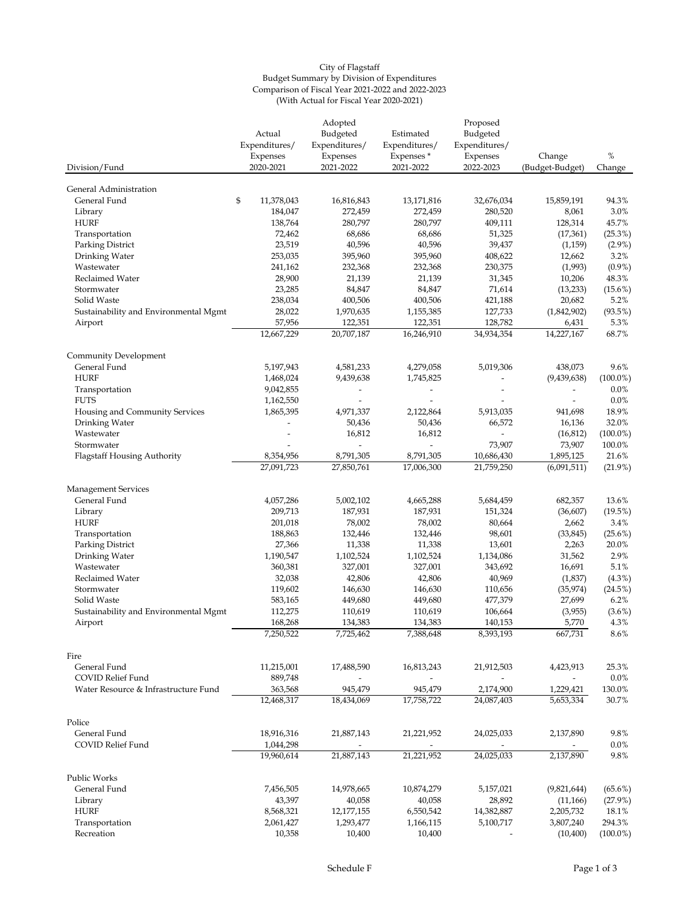City of Flagstaff
Budget Summary by Division of Expenditures
Comparison of Fiscal Year 2021-2022 and 2022-2023
(With Actual for Fiscal Year 2020-2021)

| Division/Fund | Actual Expenditures/ Expenses 2020-2021 | Adopted Budgeted Expenditures/ Expenses 2021-2022 | Estimated Expenditures/ Expenses * 2021-2022 | Proposed Budgeted Expenditures/ Expenses 2022-2023 | Change (Budget-Budget) | % Change |
|---|---|---|---|---|---|---|
| **General Administration** | | | | | | |
| General Fund | $ 11,378,043 | 16,816,843 | 13,171,816 | 32,676,034 | 15,859,191 | 94.3% |
| Library | 184,047 | 272,459 | 272,459 | 280,520 | 8,061 | 3.0% |
| HURF | 138,764 | 280,797 | 280,797 | 409,111 | 128,314 | 45.7% |
| Transportation | 72,462 | 68,686 | 68,686 | 51,325 | (17,361) | (25.3%) |
| Parking District | 23,519 | 40,596 | 40,596 | 39,437 | (1,159) | (2.9%) |
| Drinking Water | 253,035 | 395,960 | 395,960 | 408,622 | 12,662 | 3.2% |
| Wastewater | 241,162 | 232,368 | 232,368 | 230,375 | (1,993) | (0.9%) |
| Reclaimed Water | 28,900 | 21,139 | 21,139 | 31,345 | 10,206 | 48.3% |
| Stormwater | 23,285 | 84,847 | 84,847 | 71,614 | (13,233) | (15.6%) |
| Solid Waste | 238,034 | 400,506 | 400,506 | 421,188 | 20,682 | 5.2% |
| Sustainability and Environmental Mgmt | 28,022 | 1,970,635 | 1,155,385 | 127,733 | (1,842,902) | (93.5%) |
| Airport | 57,956 | 122,351 | 122,351 | 128,782 | 6,431 | 5.3% |
| | 12,667,229 | 20,707,187 | 16,246,910 | 34,934,354 | 14,227,167 | 68.7% |
| **Community Development** | | | | | | |
| General Fund | 5,197,943 | 4,581,233 | 4,279,058 | 5,019,306 | 438,073 | 9.6% |
| HURF | 1,468,024 | 9,439,638 | 1,745,825 | - | (9,439,638) | (100.0%) |
| Transportation | 9,042,855 | - | - | - | - | 0.0% |
| FUTS | 1,162,550 | - | - | - | - | 0.0% |
| Housing and Community Services | 1,865,395 | 4,971,337 | 2,122,864 | 5,913,035 | 941,698 | 18.9% |
| Drinking Water | - | 50,436 | 50,436 | 66,572 | 16,136 | 32.0% |
| Wastewater | - | 16,812 | 16,812 | - | (16,812) | (100.0%) |
| Stormwater | - | - | - | 73,907 | 73,907 | 100.0% |
| Flagstaff Housing Authority | 8,354,956 | 8,791,305 | 8,791,305 | 10,686,430 | 1,895,125 | 21.6% |
| | 27,091,723 | 27,850,761 | 17,006,300 | 21,759,250 | (6,091,511) | (21.9%) |
| **Management Services** | | | | | | |
| General Fund | 4,057,286 | 5,002,102 | 4,665,288 | 5,684,459 | 682,357 | 13.6% |
| Library | 209,713 | 187,931 | 187,931 | 151,324 | (36,607) | (19.5%) |
| HURF | 201,018 | 78,002 | 78,002 | 80,664 | 2,662 | 3.4% |
| Transportation | 188,863 | 132,446 | 132,446 | 98,601 | (33,845) | (25.6%) |
| Parking District | 27,366 | 11,338 | 11,338 | 13,601 | 2,263 | 20.0% |
| Drinking Water | 1,190,547 | 1,102,524 | 1,102,524 | 1,134,086 | 31,562 | 2.9% |
| Wastewater | 360,381 | 327,001 | 327,001 | 343,692 | 16,691 | 5.1% |
| Reclaimed Water | 32,038 | 42,806 | 42,806 | 40,969 | (1,837) | (4.3%) |
| Stormwater | 119,602 | 146,630 | 146,630 | 110,656 | (35,974) | (24.5%) |
| Solid Waste | 583,165 | 449,680 | 449,680 | 477,379 | 27,699 | 6.2% |
| Sustainability and Environmental Mgmt | 112,275 | 110,619 | 110,619 | 106,664 | (3,955) | (3.6%) |
| Airport | 168,268 | 134,383 | 134,383 | 140,153 | 5,770 | 4.3% |
| | 7,250,522 | 7,725,462 | 7,388,648 | 8,393,193 | 667,731 | 8.6% |
| **Fire** | | | | | | |
| General Fund | 11,215,001 | 17,488,590 | 16,813,243 | 21,912,503 | 4,423,913 | 25.3% |
| COVID Relief Fund | 889,748 | - | - | - | - | 0.0% |
| Water Resource & Infrastructure Fund | 363,568 | 945,479 | 945,479 | 2,174,900 | 1,229,421 | 130.0% |
| | 12,468,317 | 18,434,069 | 17,758,722 | 24,087,403 | 5,653,334 | 30.7% |
| **Police** | | | | | | |
| General Fund | 18,916,316 | 21,887,143 | 21,221,952 | 24,025,033 | 2,137,890 | 9.8% |
| COVID Relief Fund | 1,044,298 | - | - | - | - | 0.0% |
| | 19,960,614 | 21,887,143 | 21,221,952 | 24,025,033 | 2,137,890 | 9.8% |
| **Public Works** | | | | | | |
| General Fund | 7,456,505 | 14,978,665 | 10,874,279 | 5,157,021 | (9,821,644) | (65.6%) |
| Library | 43,397 | 40,058 | 40,058 | 28,892 | (11,166) | (27.9%) |
| HURF | 8,568,321 | 12,177,155 | 6,550,542 | 14,382,887 | 2,205,732 | 18.1% |
| Transportation | 2,061,427 | 1,293,477 | 1,166,115 | 5,100,717 | 3,807,240 | 294.3% |
| Recreation | 10,358 | 10,400 | 10,400 | - | (10,400) | (100.0%) |

Schedule F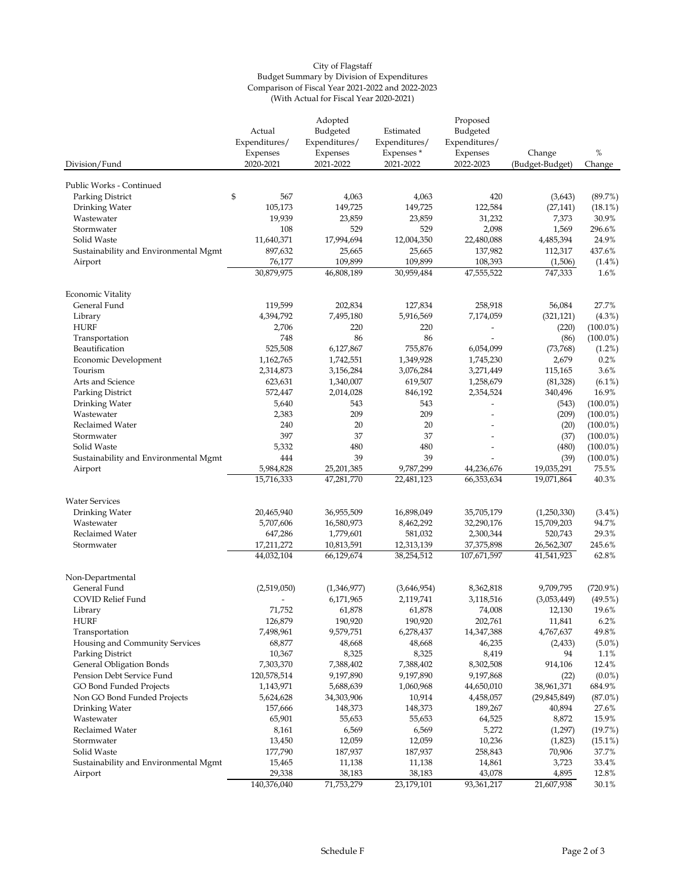City of Flagstaff
Budget Summary by Division of Expenditures
Comparison of Fiscal Year 2021-2022 and 2022-2023
(With Actual for Fiscal Year 2020-2021)

| Division/Fund | Actual Expenditures/ Expenses 2020-2021 | Adopted Budgeted Expenditures/ Expenses 2021-2022 | Estimated Expenditures/ Expenses * 2021-2022 | Proposed Budgeted Expenditures/ Expenses 2022-2023 | Change (Budget-Budget) | % Change |
|---|---|---|---|---|---|---|
| Public Works - Continued | | | | | | |
| Parking District | $ 567 | 4,063 | 4,063 | 420 | (3,643) | (89.7%) |
| Drinking Water | 105,173 | 149,725 | 149,725 | 122,584 | (27,141) | (18.1%) |
| Wastewater | 19,939 | 23,859 | 23,859 | 31,232 | 7,373 | 30.9% |
| Stormwater | 108 | 529 | 529 | 2,098 | 1,569 | 296.6% |
| Solid Waste | 11,640,371 | 17,994,694 | 12,004,350 | 22,480,088 | 4,485,394 | 24.9% |
| Sustainability and Environmental Mgmt | 897,632 | 25,665 | 25,665 | 137,982 | 112,317 | 437.6% |
| Airport | 76,177 | 109,899 | 109,899 | 108,393 | (1,506) | (1.4%) |
| | 30,879,975 | 46,808,189 | 30,959,484 | 47,555,522 | 747,333 | 1.6% |
| Economic Vitality | | | | | | |
| General Fund | 119,599 | 202,834 | 127,834 | 258,918 | 56,084 | 27.7% |
| Library | 4,394,792 | 7,495,180 | 5,916,569 | 7,174,059 | (321,121) | (4.3%) |
| HURF | 2,706 | 220 | 220 | - | (220) | (100.0%) |
| Transportation | 748 | 86 | 86 | - | (86) | (100.0%) |
| Beautification | 525,508 | 6,127,867 | 755,876 | 6,054,099 | (73,768) | (1.2%) |
| Economic Development | 1,162,765 | 1,742,551 | 1,349,928 | 1,745,230 | 2,679 | 0.2% |
| Tourism | 2,314,873 | 3,156,284 | 3,076,284 | 3,271,449 | 115,165 | 3.6% |
| Arts and Science | 623,631 | 1,340,007 | 619,507 | 1,258,679 | (81,328) | (6.1%) |
| Parking District | 572,447 | 2,014,028 | 846,192 | 2,354,524 | 340,496 | 16.9% |
| Drinking Water | 5,640 | 543 | 543 | - | (543) | (100.0%) |
| Wastewater | 2,383 | 209 | 209 | - | (209) | (100.0%) |
| Reclaimed Water | 240 | 20 | 20 | - | (20) | (100.0%) |
| Stormwater | 397 | 37 | 37 | - | (37) | (100.0%) |
| Solid Waste | 5,332 | 480 | 480 | - | (480) | (100.0%) |
| Sustainability and Environmental Mgmt | 444 | 39 | 39 | - | (39) | (100.0%) |
| Airport | 5,984,828 | 25,201,385 | 9,787,299 | 44,236,676 | 19,035,291 | 75.5% |
| | 15,716,333 | 47,281,770 | 22,481,123 | 66,353,634 | 19,071,864 | 40.3% |
| Water Services | | | | | | |
| Drinking Water | 20,465,940 | 36,955,509 | 16,898,049 | 35,705,179 | (1,250,330) | (3.4%) |
| Wastewater | 5,707,606 | 16,580,973 | 8,462,292 | 32,290,176 | 15,709,203 | 94.7% |
| Reclaimed Water | 647,286 | 1,779,601 | 581,032 | 2,300,344 | 520,743 | 29.3% |
| Stormwater | 17,211,272 | 10,813,591 | 12,313,139 | 37,375,898 | 26,562,307 | 245.6% |
| | 44,032,104 | 66,129,674 | 38,254,512 | 107,671,597 | 41,541,923 | 62.8% |
| Non-Departmental | | | | | | |
| General Fund | (2,519,050) | (1,346,977) | (3,646,954) | 8,362,818 | 9,709,795 | (720.9%) |
| COVID Relief Fund | - | 6,171,965 | 2,119,741 | 3,118,516 | (3,053,449) | (49.5%) |
| Library | 71,752 | 61,878 | 61,878 | 74,008 | 12,130 | 19.6% |
| HURF | 126,879 | 190,920 | 190,920 | 202,761 | 11,841 | 6.2% |
| Transportation | 7,498,961 | 9,579,751 | 6,278,437 | 14,347,388 | 4,767,637 | 49.8% |
| Housing and Community Services | 68,877 | 48,668 | 48,668 | 46,235 | (2,433) | (5.0%) |
| Parking District | 10,367 | 8,325 | 8,325 | 8,419 | 94 | 1.1% |
| General Obligation Bonds | 7,303,370 | 7,388,402 | 7,388,402 | 8,302,508 | 914,106 | 12.4% |
| Pension Debt Service Fund | 120,578,514 | 9,197,890 | 9,197,890 | 9,197,868 | (22) | (0.0%) |
| GO Bond Funded Projects | 1,143,971 | 5,688,639 | 1,060,968 | 44,650,010 | 38,961,371 | 684.9% |
| Non GO Bond Funded Projects | 5,624,628 | 34,303,906 | 10,914 | 4,458,057 | (29,845,849) | (87.0%) |
| Drinking Water | 157,666 | 148,373 | 148,373 | 189,267 | 40,894 | 27.6% |
| Wastewater | 65,901 | 55,653 | 55,653 | 64,525 | 8,872 | 15.9% |
| Reclaimed Water | 8,161 | 6,569 | 6,569 | 5,272 | (1,297) | (19.7%) |
| Stormwater | 13,450 | 12,059 | 12,059 | 10,236 | (1,823) | (15.1%) |
| Solid Waste | 177,790 | 187,937 | 187,937 | 258,843 | 70,906 | 37.7% |
| Sustainability and Environmental Mgmt | 15,465 | 11,138 | 11,138 | 14,861 | 3,723 | 33.4% |
| Airport | 29,338 | 38,183 | 38,183 | 43,078 | 4,895 | 12.8% |
| | 140,376,040 | 71,753,279 | 23,179,101 | 93,361,217 | 21,607,938 | 30.1% |

Schedule F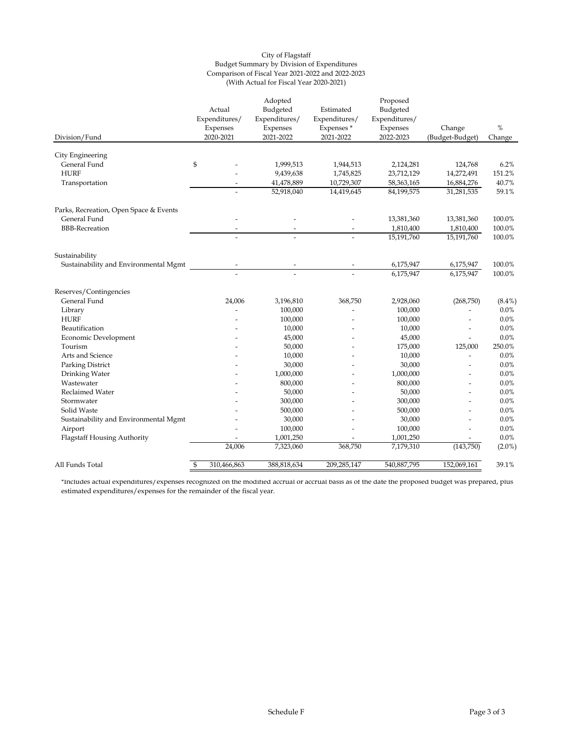City of Flagstaff
Budget Summary by Division of Expenditures
Comparison of Fiscal Year 2021-2022 and 2022-2023
(With Actual for Fiscal Year 2020-2021)

| Division/Fund | Actual Expenditures/ Expenses 2020-2021 | Adopted Budgeted Expenditures/ Expenses 2021-2022 | Estimated Expenditures/ Expenses * 2021-2022 | Proposed Budgeted Expenditures/ Expenses 2022-2023 | Change (Budget-Budget) | % Change |
|---|---|---|---|---|---|---|
| **City Engineering** | | | | | | |
| General Fund | $ - | 1,999,513 | 1,944,513 | 2,124,281 | 124,768 | 6.2% |
| HURF | - | 9,439,638 | 1,745,825 | 23,712,129 | 14,272,491 | 151.2% |
| Transportation | - | 41,478,889 | 10,729,307 | 58,363,165 | 16,884,276 | 40.7% |
| | - | 52,918,040 | 14,419,645 | 84,199,575 | 31,281,535 | 59.1% |
| **Parks, Recreation, Open Space & Events** | | | | | | |
| General Fund | - | - | - | 13,381,360 | 13,381,360 | 100.0% |
| BBB-Recreation | - | - | - | 1,810,400 | 1,810,400 | 100.0% |
| | - | - | - | 15,191,760 | 15,191,760 | 100.0% |
| **Sustainability** | | | | | | |
| Sustainability and Environmental Mgmt | - | - | - | 6,175,947 | 6,175,947 | 100.0% |
| | - | - | - | 6,175,947 | 6,175,947 | 100.0% |
| **Reserves/Contingencies** | | | | | | |
| General Fund | 24,006 | 3,196,810 | 368,750 | 2,928,060 | (268,750) | (8.4%) |
| Library | - | 100,000 | - | 100,000 | - | 0.0% |
| HURF | - | 100,000 | - | 100,000 | - | 0.0% |
| Beautification | - | 10,000 | - | 10,000 | - | 0.0% |
| Economic Development | - | 45,000 | - | 45,000 | - | 0.0% |
| Tourism | - | 50,000 | - | 175,000 | 125,000 | 250.0% |
| Arts and Science | - | 10,000 | - | 10,000 | - | 0.0% |
| Parking District | - | 30,000 | - | 30,000 | - | 0.0% |
| Drinking Water | - | 1,000,000 | - | 1,000,000 | - | 0.0% |
| Wastewater | - | 800,000 | - | 800,000 | - | 0.0% |
| Reclaimed Water | - | 50,000 | - | 50,000 | - | 0.0% |
| Stormwater | - | 300,000 | - | 300,000 | - | 0.0% |
| Solid Waste | - | 500,000 | - | 500,000 | - | 0.0% |
| Sustainability and Environmental Mgmt | - | 30,000 | - | 30,000 | - | 0.0% |
| Airport | - | 100,000 | - | 100,000 | - | 0.0% |
| Flagstaff Housing Authority | - | 1,001,250 | - | 1,001,250 | - | 0.0% |
| | 24,006 | 7,323,060 | 368,750 | 7,179,310 | (143,750) | (2.0%) |
| **All Funds Total** | $ 310,466,863 | 388,818,634 | 209,285,147 | 540,887,795 | 152,069,161 | 39.1% |

*Includes actual expenditures/expenses recognized on the modified accrual or accrual basis as of the date the proposed budget was prepared, plus estimated expenditures/expenses for the remainder of the fiscal year.

Schedule F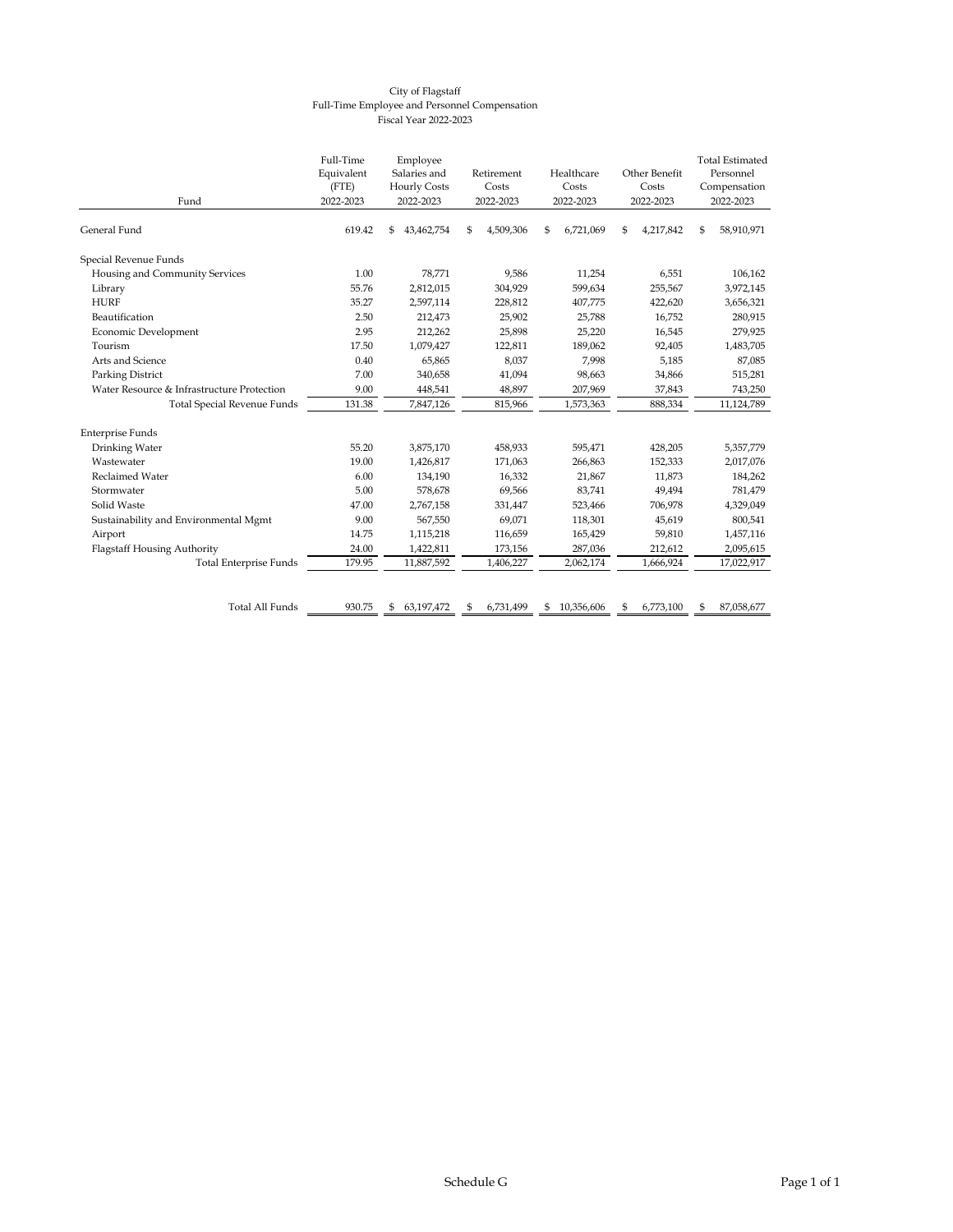City of Flagstaff
Full-Time Employee and Personnel Compensation
Fiscal Year 2022-2023

| Fund | Full-Time Equivalent (FTE) 2022-2023 | Employee Salaries and Hourly Costs 2022-2023 | Retirement Costs 2022-2023 | Healthcare Costs 2022-2023 | Other Benefit Costs 2022-2023 | Total Estimated Personnel Compensation 2022-2023 |
|---|---|---|---|---|---|---|
| General Fund | 619.42 | $ 43,462,754 | $ 4,509,306 | $ 6,721,069 | $ 4,217,842 | $ 58,910,971 |
| Special Revenue Funds | | | | | | |
| Housing and Community Services | 1.00 | 78,771 | 9,586 | 11,254 | 6,551 | 106,162 |
| Library | 55.76 | 2,812,015 | 304,929 | 599,634 | 255,567 | 3,972,145 |
| HURF | 35.27 | 2,597,114 | 228,812 | 407,775 | 422,620 | 3,656,321 |
| Beautification | 2.50 | 212,473 | 25,902 | 25,788 | 16,752 | 280,915 |
| Economic Development | 2.95 | 212,262 | 25,898 | 25,220 | 16,545 | 279,925 |
| Tourism | 17.50 | 1,079,427 | 122,811 | 189,062 | 92,405 | 1,483,705 |
| Arts and Science | 0.40 | 65,865 | 8,037 | 7,998 | 5,185 | 87,085 |
| Parking District | 7.00 | 340,658 | 41,094 | 98,663 | 34,866 | 515,281 |
| Water Resource & Infrastructure Protection | 9.00 | 448,541 | 48,897 | 207,969 | 37,843 | 743,250 |
| Total Special Revenue Funds | 131.38 | 7,847,126 | 815,966 | 1,573,363 | 888,334 | 11,124,789 |
| Enterprise Funds | | | | | | |
| Drinking Water | 55.20 | 3,875,170 | 458,933 | 595,471 | 428,205 | 5,357,779 |
| Wastewater | 19.00 | 1,426,817 | 171,063 | 266,863 | 152,333 | 2,017,076 |
| Reclaimed Water | 6.00 | 134,190 | 16,332 | 21,867 | 11,873 | 184,262 |
| Stormwater | 5.00 | 578,678 | 69,566 | 83,741 | 49,494 | 781,479 |
| Solid Waste | 47.00 | 2,767,158 | 331,447 | 523,466 | 706,978 | 4,329,049 |
| Sustainability and Environmental Mgmt | 9.00 | 567,550 | 69,071 | 118,301 | 45,619 | 800,541 |
| Airport | 14.75 | 1,115,218 | 116,659 | 165,429 | 59,810 | 1,457,116 |
| Flagstaff Housing Authority | 24.00 | 1,422,811 | 173,156 | 287,036 | 212,612 | 2,095,615 |
| Total Enterprise Funds | 179.95 | 11,887,592 | 1,406,227 | 2,062,174 | 1,666,924 | 17,022,917 |
| Total All Funds | 930.75 | $ 63,197,472 | $ 6,731,499 | $ 10,356,606 | $ 6,773,100 | $ 87,058,677 |

Schedule G